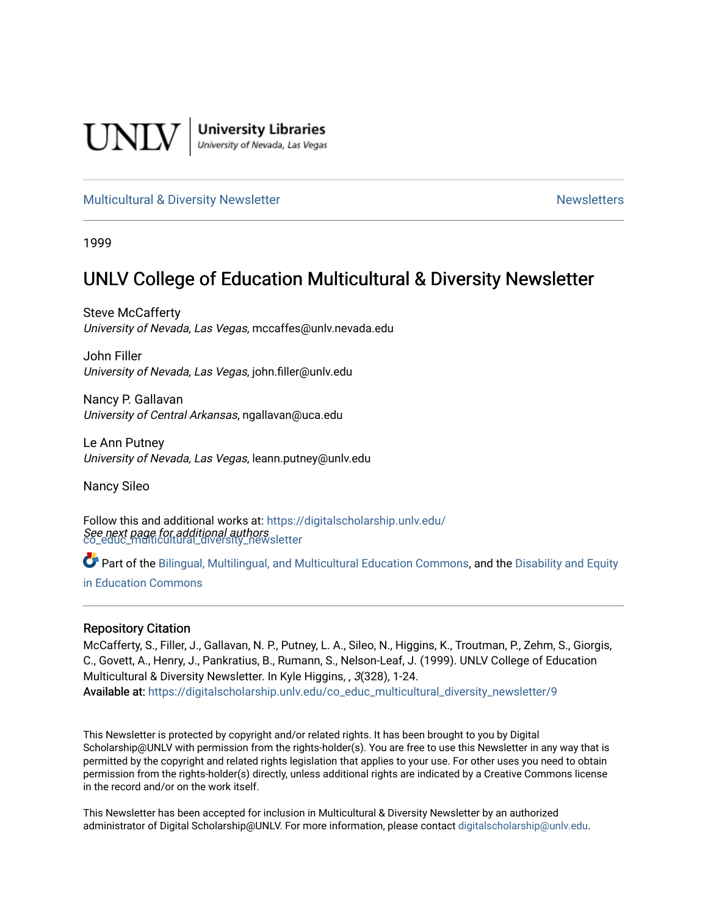UNLV | University Libraries
University of Nevada, Las Vegas

Multicultural & Diversity Newsletter | Newsletters

1999

# UNLV College of Education Multicultural & Diversity Newsletter

Steve McCafferty
*University of Nevada, Las Vegas*, mccaffes@unlv.nevada.edu

John Filler
*University of Nevada, Las Vegas*, john.filler@unlv.edu

Nancy P. Gallavan
*University of Central Arkansas*, ngallavan@uca.edu

Le Ann Putney
*University of Nevada, Las Vegas*, leann.putney@unlv.edu

Nancy Sileo

*See next page for additional authors*

Follow this and additional works at: https://digitalscholarship.unlv.edu/co_educ_multicultural_diversity_newsletter

Part of the Bilingual, Multilingual, and Multicultural Education Commons, and the Disability and Equity in Education Commons

## Repository Citation

McCafferty, S., Filler, J., Gallavan, N. P., Putney, L. A., Sileo, N., Higgins, K., Troutman, P., Zehm, S., Giorgis, C., Govett, A., Henry, J., Pankratius, B., Rumann, S., Nelson-Leaf, J. (1999). UNLV College of Education Multicultural & Diversity Newsletter. In Kyle Higgins, , *3*(328), 1-24.
Available at: https://digitalscholarship.unlv.edu/co_educ_multicultural_diversity_newsletter/9

This Newsletter is protected by copyright and/or related rights. It has been brought to you by Digital Scholarship@UNLV with permission from the rights-holder(s). You are free to use this Newsletter in any way that is permitted by the copyright and related rights legislation that applies to your use. For other uses you need to obtain permission from the rights-holder(s) directly, unless additional rights are indicated by a Creative Commons license in the record and/or on the work itself.

This Newsletter has been accepted for inclusion in Multicultural & Diversity Newsletter by an authorized administrator of Digital Scholarship@UNLV. For more information, please contact digitalscholarship@unlv.edu.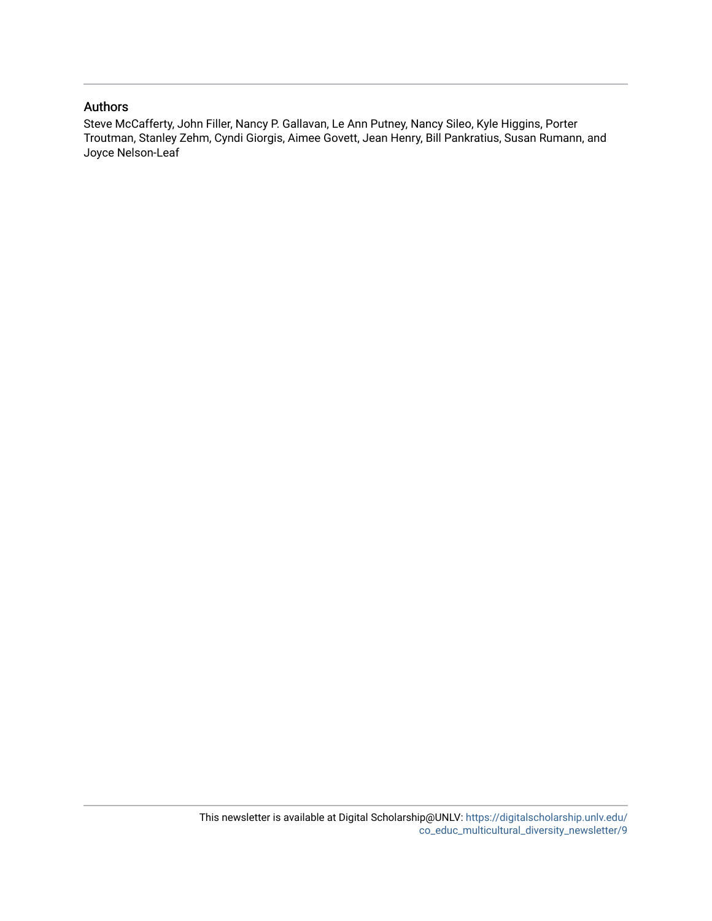## Authors

Steve McCafferty, John Filler, Nancy P. Gallavan, Le Ann Putney, Nancy Sileo, Kyle Higgins, Porter Troutman, Stanley Zehm, Cyndi Giorgis, Aimee Govett, Jean Henry, Bill Pankratius, Susan Rumann, and Joyce Nelson-Leaf

This newsletter is available at Digital Scholarship@UNLV: https://digitalscholarship.unlv.edu/co_educ_multicultural_diversity_newsletter/9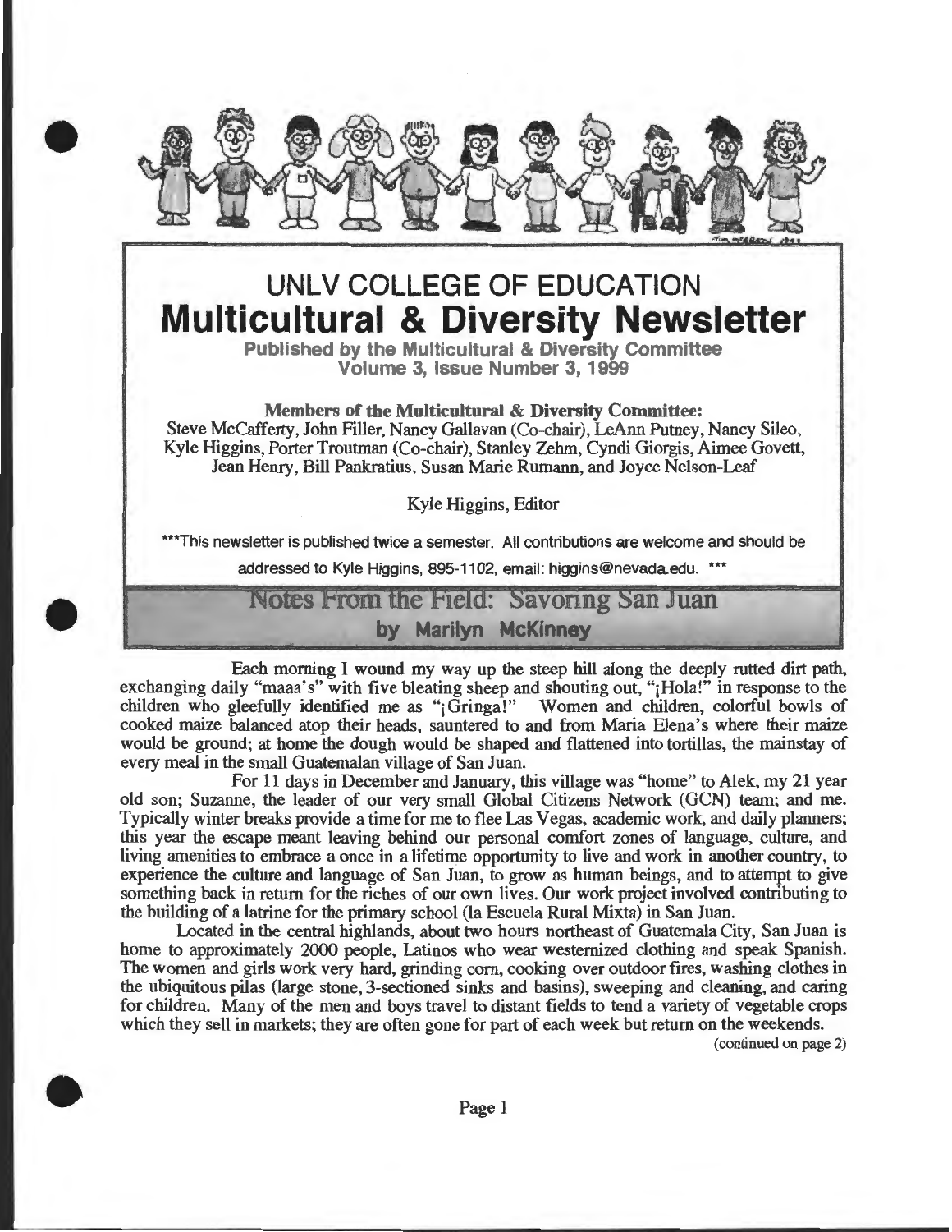# UNLV COLLEGE OF EDUCATION

# Multicultural & Diversity Newsletter

**Published by the Multicultural & Diversity Committee**
**Volume 3, Issue Number 3, 1999**

**Members of the Multicultural & Diversity Committee:**
Steve McCafferty, John Filler, Nancy Gallavan (Co-chair), LeAnn Putney, Nancy Sileo, Kyle Higgins, Porter Troutman (Co-chair), Stanley Zehm, Cyndi Giorgis, Aimee Govett, Jean Henry, Bill Pankratius, Susan Marie Rumann, and Joyce Nelson-Leaf

Kyle Higgins, Editor

***This newsletter is published twice a semester. All contributions are welcome and should be addressed to Kyle Higgins, 895-1102, email: higgins@nevada.edu. ***

## Notes From the Field: Savoring San Juan

**by Marilyn McKinney**

Each morning I wound my way up the steep hill along the deeply rutted dirt path, exchanging daily "maaa's" with five bleating sheep and shouting out, "¡Hola!" in response to the children who gleefully identified me as "¡Gringa!" Women and children, colorful bowls of cooked maize balanced atop their heads, sauntered to and from Maria Elena's where their maize would be ground; at home the dough would be shaped and flattened into tortillas, the mainstay of every meal in the small Guatemalan village of San Juan.

For 11 days in December and January, this village was "home" to Alek, my 21 year old son; Suzanne, the leader of our very small Global Citizens Network (GCN) team; and me. Typically winter breaks provide a time for me to flee Las Vegas, academic work, and daily planners; this year the escape meant leaving behind our personal comfort zones of language, culture, and living amenities to embrace a once in a lifetime opportunity to live and work in another country, to experience the culture and language of San Juan, to grow as human beings, and to attempt to give something back in return for the riches of our own lives. Our work project involved contributing to the building of a latrine for the primary school (la Escuela Rural Mixta) in San Juan.

Located in the central highlands, about two hours northeast of Guatemala City, San Juan is home to approximately 2000 people, Latinos who wear westernized clothing and speak Spanish. The women and girls work very hard, grinding corn, cooking over outdoor fires, washing clothes in the ubiquitous pilas (large stone, 3-sectioned sinks and basins), sweeping and cleaning, and caring for children. Many of the men and boys travel to distant fields to tend a variety of vegetable crops which they sell in markets; they are often gone for part of each week but return on the weekends.

(continued on page 2)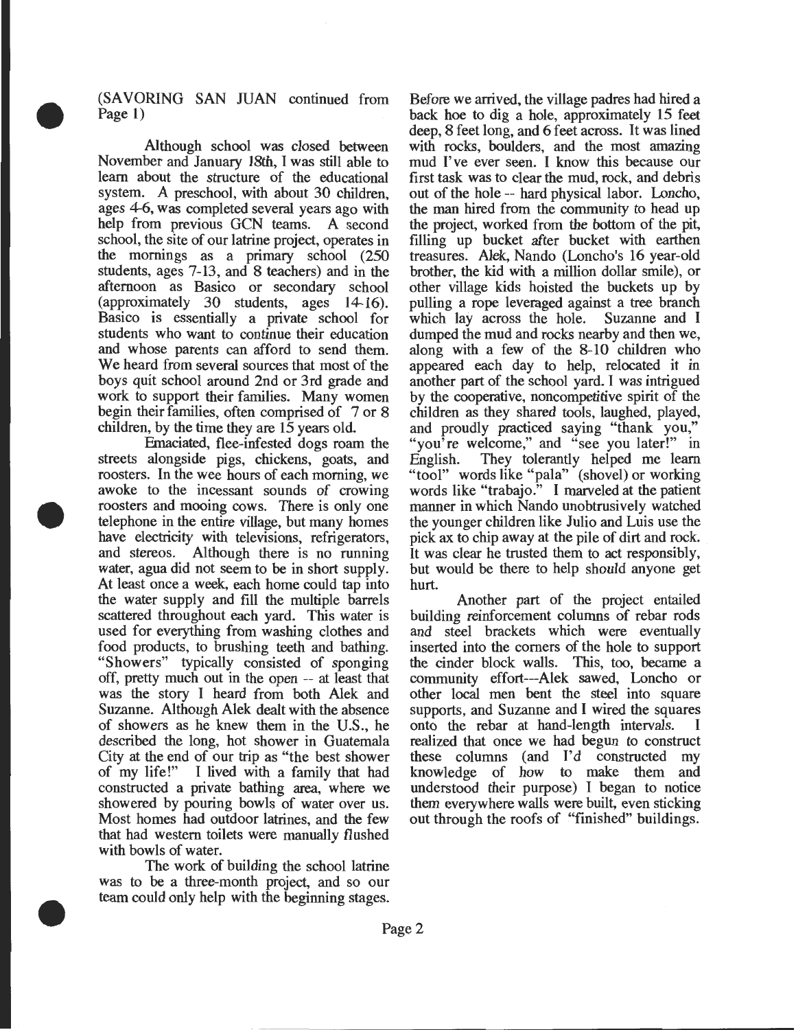(SAVORING SAN JUAN continued from Page 1)

Although school was closed between November and January 18th, I was still able to learn about the structure of the educational system. A preschool, with about 30 children, ages 4-6, was completed several years ago with help from previous GCN teams. A second school, the site of our latrine project, operates in the mornings as a primary school (250 students, ages 7-13, and 8 teachers) and in the afternoon as Basico or secondary school (approximately 30 students, ages 14-16). Basico is essentially a private school for students who want to continue their education and whose parents can afford to send them. We heard from several sources that most of the boys quit school around 2nd or 3rd grade and work to support their families. Many women begin their families, often comprised of 7 or 8 children, by the time they are 15 years old.

Emaciated, flee-infested dogs roam the streets alongside pigs, chickens, goats, and roosters. In the wee hours of each morning, we awoke to the incessant sounds of crowing roosters and mooing cows. There is only one telephone in the entire village, but many homes have electricity with televisions, refrigerators, and stereos. Although there is no running water, agua did not seem to be in short supply. At least once a week, each home could tap into the water supply and fill the multiple barrels scattered throughout each yard. This water is used for everything from washing clothes and food products, to brushing teeth and bathing. "Showers" typically consisted of sponging off, pretty much out in the open -- at least that was the story I heard from both Alek and Suzanne. Although Alek dealt with the absence of showers as he knew them in the U.S., he described the long, hot shower in Guatemala City at the end of our trip as "the best shower of my life!" I lived with a family that had constructed a private bathing area, where we showered by pouring bowls of water over us. Most homes had outdoor latrines, and the few that had western toilets were manually flushed with bowls of water.

The work of building the school latrine was to be a three-month project, and so our team could only help with the beginning stages. Before we arrived, the village padres had hired a back hoe to dig a hole, approximately 15 feet deep, 8 feet long, and 6 feet across. It was lined with rocks, boulders, and the most amazing mud I've ever seen. I know this because our first task was to clear the mud, rock, and debris out of the hole -- hard physical labor. Loncho, the man hired from the community to head up the project, worked from the bottom of the pit, filling up bucket after bucket with earthen treasures. Alek, Nando (Loncho's 16 year-old brother, the kid with a million dollar smile), or other village kids hoisted the buckets up by pulling a rope leveraged against a tree branch which lay across the hole. Suzanne and I dumped the mud and rocks nearby and then we, along with a few of the 8-10 children who appeared each day to help, relocated it in another part of the school yard. I was intrigued by the cooperative, noncompetitive spirit of the children as they shared tools, laughed, played, and proudly practiced saying "thank you," "you're welcome," and "see you later!" in English. They tolerantly helped me learn "tool" words like "pala" (shovel) or working words like "trabajo." I marveled at the patient manner in which Nando unobtrusively watched the younger children like Julio and Luis use the pick ax to chip away at the pile of dirt and rock. It was clear he trusted them to act responsibly, but would be there to help should anyone get hurt.

Another part of the project entailed building reinforcement columns of rebar rods and steel brackets which were eventually inserted into the corners of the hole to support the cinder block walls. This, too, became a community effort---Alek sawed, Loncho or other local men bent the steel into square supports, and Suzanne and I wired the squares onto the rebar at hand-length intervals. I realized that once we had begun to construct these columns (and I'd constructed my knowledge of how to make them and understood their purpose) I began to notice them everywhere walls were built, even sticking out through the roofs of "finished" buildings.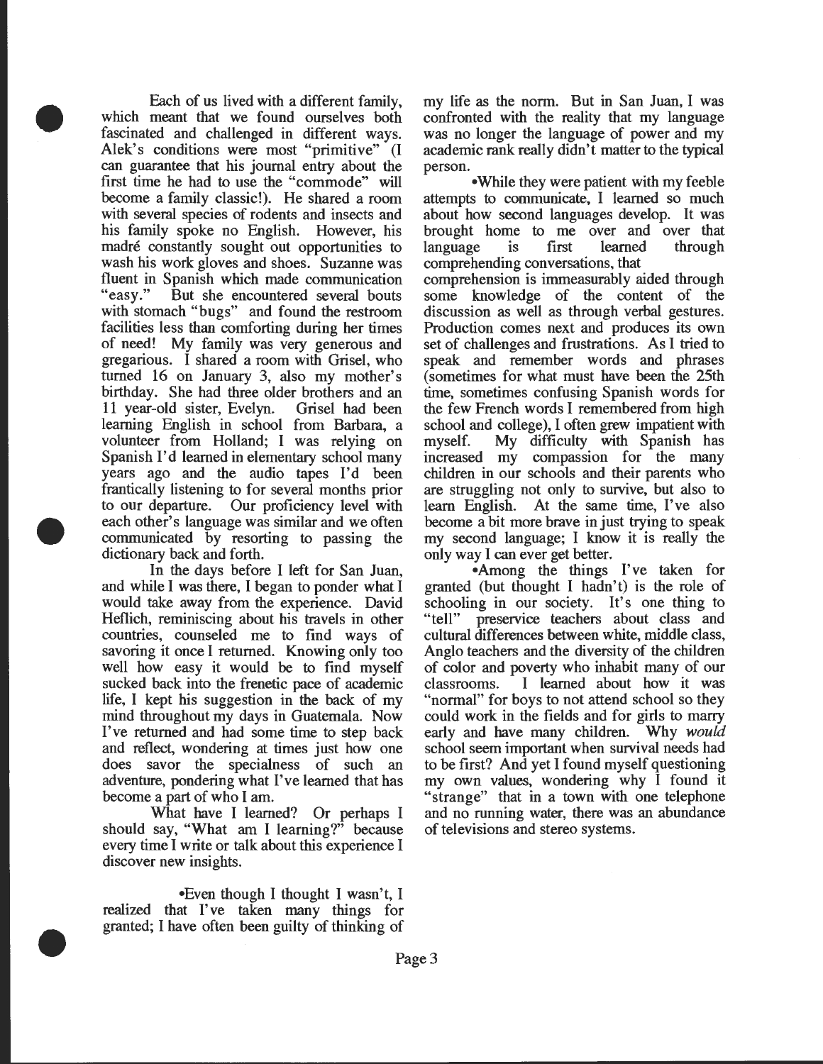Each of us lived with a different family, which meant that we found ourselves both fascinated and challenged in different ways. Alek's conditions were most "primitive" (I can guarantee that his journal entry about the first time he had to use the "commode" will become a family classic!). He shared a room with several species of rodents and insects and his family spoke no English. However, his madré constantly sought out opportunities to wash his work gloves and shoes. Suzanne was fluent in Spanish which made communication "easy." But she encountered several bouts with stomach "bugs" and found the restroom facilities less than comforting during her times of need! My family was very generous and gregarious. I shared a room with Grisel, who turned 16 on January 3, also my mother's birthday. She had three older brothers and an 11 year-old sister, Evelyn. Grisel had been learning English in school from Barbara, a volunteer from Holland; I was relying on Spanish I'd learned in elementary school many years ago and the audio tapes I'd been frantically listening to for several months prior to our departure. Our proficiency level with each other's language was similar and we often communicated by resorting to passing the dictionary back and forth.

In the days before I left for San Juan, and while I was there, I began to ponder what I would take away from the experience. David Heflich, reminiscing about his travels in other countries, counseled me to find ways of savoring it once I returned. Knowing only too well how easy it would be to find myself sucked back into the frenetic pace of academic life, I kept his suggestion in the back of my mind throughout my days in Guatemala. Now I've returned and had some time to step back and reflect, wondering at times just how one does savor the specialness of such an adventure, pondering what I've learned that has become a part of who I am.

What have I learned? Or perhaps I should say, "What am I learning?" because every time I write or talk about this experience I discover new insights.

•Even though I thought I wasn't, I realized that I've taken many things for granted; I have often been guilty of thinking of my life as the norm. But in San Juan, I was confronted with the reality that my language was no longer the language of power and my academic rank really didn't matter to the typical person.

•While they were patient with my feeble attempts to communicate, I learned so much about how second languages develop. It was brought home to me over and over that language is first learned through comprehending conversations, that comprehension is immeasurably aided through some knowledge of the content of the discussion as well as through verbal gestures. Production comes next and produces its own set of challenges and frustrations. As I tried to speak and remember words and phrases (sometimes for what must have been the 25th time, sometimes confusing Spanish words for the few French words I remembered from high school and college), I often grew impatient with myself. My difficulty with Spanish has increased my compassion for the many children in our schools and their parents who are struggling not only to survive, but also to learn English. At the same time, I've also become a bit more brave in just trying to speak my second language; I know it is really the only way I can ever get better.

•Among the things I've taken for granted (but thought I hadn't) is the role of schooling in our society. It's one thing to "tell" preservice teachers about class and cultural differences between white, middle class, Anglo teachers and the diversity of the children of color and poverty who inhabit many of our classrooms. I learned about how it was "normal" for boys to not attend school so they could work in the fields and for girls to marry early and have many children. Why *would* school seem important when survival needs had to be first? And yet I found myself questioning my own values, wondering why I found it "strange" that in a town with one telephone and no running water, there was an abundance of televisions and stereo systems.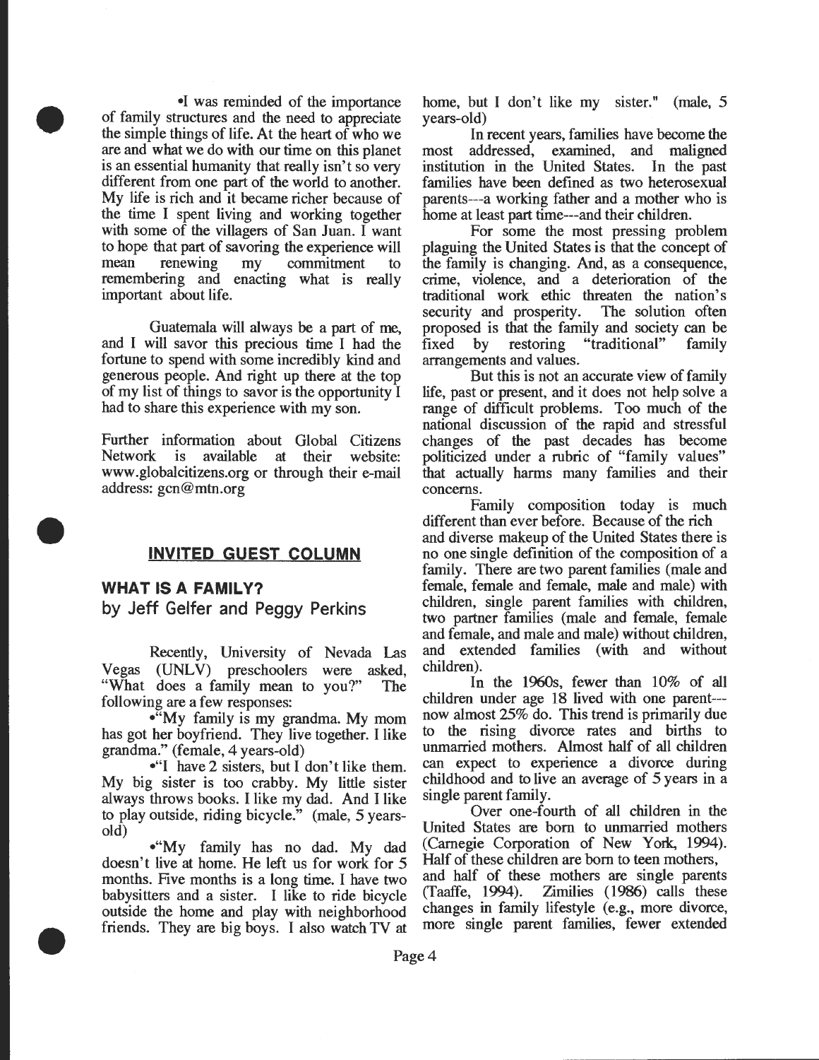•I was reminded of the importance of family structures and the need to appreciate the simple things of life. At the heart of who we are and what we do with our time on this planet is an essential humanity that really isn't so very different from one part of the world to another. My life is rich and it became richer because of the time I spent living and working together with some of the villagers of San Juan. I want to hope that part of savoring the experience will mean renewing my commitment to remembering and enacting what is really important about life.

Guatemala will always be a part of me, and I will savor this precious time I had the fortune to spend with some incredibly kind and generous people. And right up there at the top of my list of things to savor is the opportunity I had to share this experience with my son.

Further information about Global Citizens Network is available at their website: www.globalcitizens.org or through their e-mail address: gcn@mtn.org

## INVITED GUEST COLUMN

### WHAT IS A FAMILY?

by Jeff Gelfer and Peggy Perkins

Recently, University of Nevada Las Vegas (UNLV) preschoolers were asked, "What does a family mean to you?" The following are a few responses:

•"My family is my grandma. My mom has got her boyfriend. They live together. I like grandma." (female, 4 years-old)

•"I have 2 sisters, but I don't like them. My big sister is too crabby. My little sister always throws books. I like my dad. And I like to play outside, riding bicycle." (male, 5 years-old)

•"My family has no dad. My dad doesn't live at home. He left us for work for 5 months. Five months is a long time. I have two babysitters and a sister. I like to ride bicycle outside the home and play with neighborhood friends. They are big boys. I also watch TV at home, but I don't like my sister." (male, 5 years-old)

In recent years, families have become the most addressed, examined, and maligned institution in the United States. In the past families have been defined as two heterosexual parents---a working father and a mother who is home at least part time---and their children.

For some the most pressing problem plaguing the United States is that the concept of the family is changing. And, as a consequence, crime, violence, and a deterioration of the traditional work ethic threaten the nation's security and prosperity. The solution often proposed is that the family and society can be fixed by restoring "traditional" family arrangements and values.

But this is not an accurate view of family life, past or present, and it does not help solve a range of difficult problems. Too much of the national discussion of the rapid and stressful changes of the past decades has become politicized under a rubric of "family values" that actually harms many families and their concerns.

Family composition today is much different than ever before. Because of the rich and diverse makeup of the United States there is no one single definition of the composition of a family. There are two parent families (male and female, female and female, male and male) with children, single parent families with children, two partner families (male and female, female and female, and male and male) without children, and extended families (with and without children).

In the 1960s, fewer than 10% of all children under age 18 lived with one parent---now almost 25% do. This trend is primarily due to the rising divorce rates and births to unmarried mothers. Almost half of all children can expect to experience a divorce during childhood and to live an average of 5 years in a single parent family.

Over one-fourth of all children in the United States are born to unmarried mothers (Carnegie Corporation of New York, 1994). Half of these children are born to teen mothers, and half of these mothers are single parents (Taaffe, 1994). Zimilies (1986) calls these changes in family lifestyle (e.g., more divorce, more single parent families, fewer extended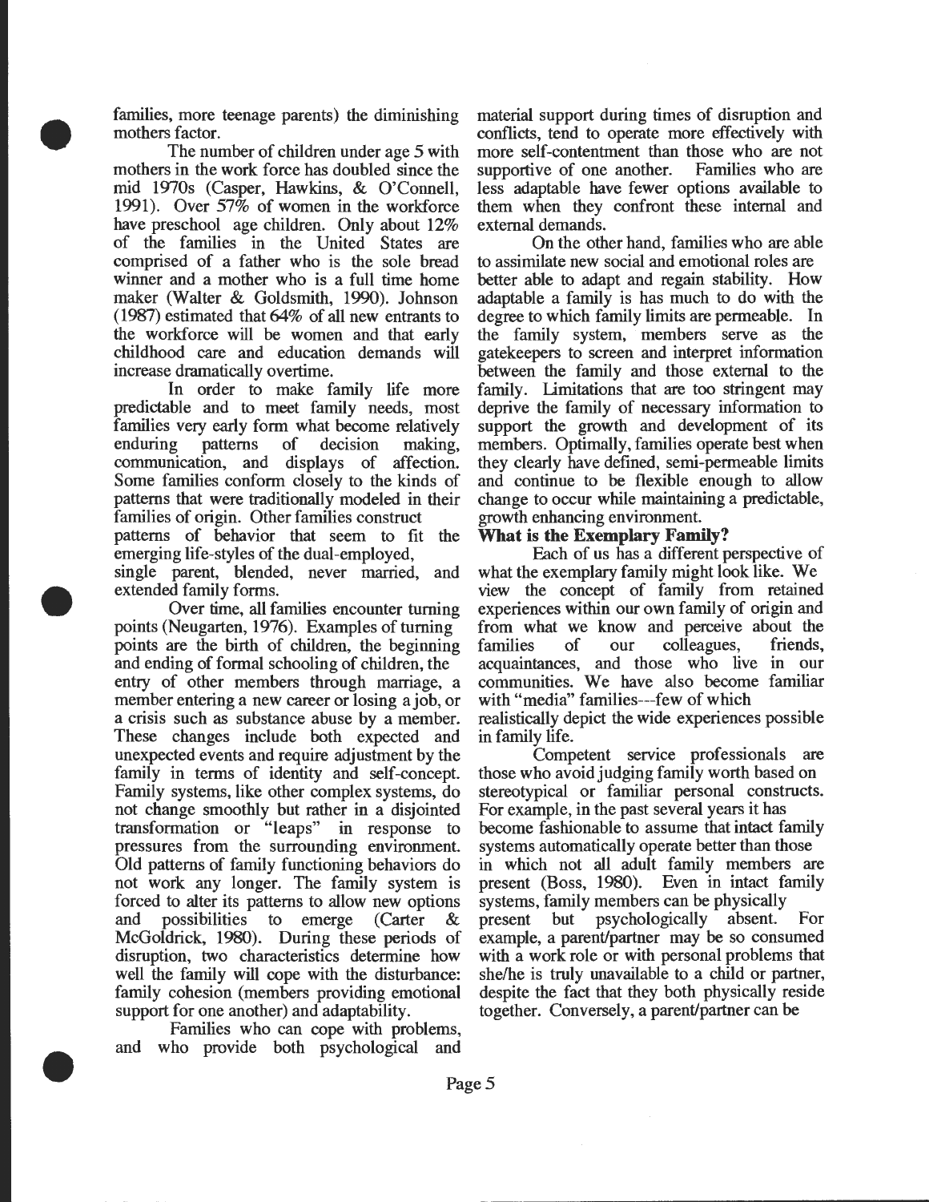families, more teenage parents) the diminishing mothers factor.

The number of children under age 5 with mothers in the work force has doubled since the mid 1970s (Casper, Hawkins, & O'Connell, 1991). Over 57% of women in the workforce have preschool age children. Only about 12% of the families in the United States are comprised of a father who is the sole bread winner and a mother who is a full time home maker (Walter & Goldsmith, 1990). Johnson (1987) estimated that 64% of all new entrants to the workforce will be women and that early childhood care and education demands will increase dramatically overtime.

In order to make family life more predictable and to meet family needs, most families very early form what become relatively enduring patterns of decision making, communication, and displays of affection. Some families conform closely to the kinds of patterns that were traditionally modeled in their families of origin. Other families construct patterns of behavior that seem to fit the emerging life-styles of the dual-employed, single parent, blended, never married, and extended family forms.

Over time, all families encounter turning points (Neugarten, 1976). Examples of turning points are the birth of children, the beginning and ending of formal schooling of children, the entry of other members through marriage, a member entering a new career or losing a job, or a crisis such as substance abuse by a member. These changes include both expected and unexpected events and require adjustment by the family in terms of identity and self-concept. Family systems, like other complex systems, do not change smoothly but rather in a disjointed transformation or "leaps" in response to pressures from the surrounding environment. Old patterns of family functioning behaviors do not work any longer. The family system is forced to alter its patterns to allow new options and possibilities to emerge (Carter & McGoldrick, 1980). During these periods of disruption, two characteristics determine how well the family will cope with the disturbance: family cohesion (members providing emotional support for one another) and adaptability.

Families who can cope with problems, and who provide both psychological and material support during times of disruption and conflicts, tend to operate more effectively with more self-contentment than those who are not supportive of one another. Families who are less adaptable have fewer options available to them when they confront these internal and external demands.

On the other hand, families who are able to assimilate new social and emotional roles are better able to adapt and regain stability. How adaptable a family is has much to do with the degree to which family limits are permeable. In the family system, members serve as the gatekeepers to screen and interpret information between the family and those external to the family. Limitations that are too stringent may deprive the family of necessary information to support the growth and development of its members. Optimally, families operate best when they clearly have defined, semi-permeable limits and continue to be flexible enough to allow change to occur while maintaining a predictable, growth enhancing environment.

**What is the Exemplary Family?**

Each of us has a different perspective of what the exemplary family might look like. We view the concept of family from retained experiences within our own family of origin and from what we know and perceive about the families of our colleagues, friends, acquaintances, and those who live in our communities. We have also become familiar with "media" families---few of which realistically depict the wide experiences possible in family life.

Competent service professionals are those who avoid judging family worth based on stereotypical or familiar personal constructs. For example, in the past several years it has become fashionable to assume that intact family systems automatically operate better than those in which not all adult family members are present (Boss, 1980). Even in intact family systems, family members can be physically present but psychologically absent. For example, a parent/partner may be so consumed with a work role or with personal problems that she/he is truly unavailable to a child or partner, despite the fact that they both physically reside together. Conversely, a parent/partner can be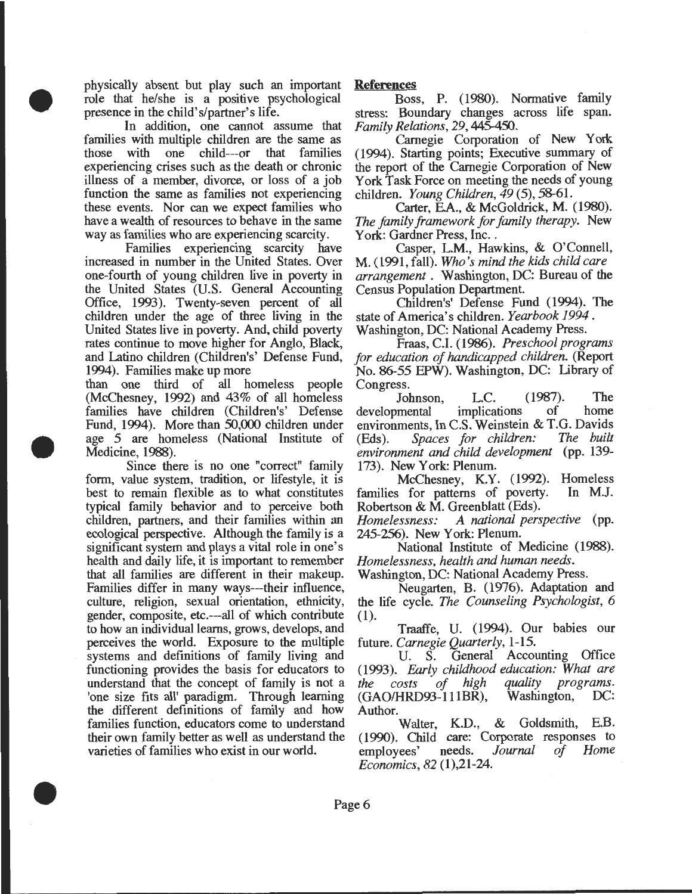physically absent but play such an important role that he/she is a positive psychological presence in the child's/partner's life.

In addition, one cannot assume that families with multiple children are the same as those with one child---or that families experiencing crises such as the death or chronic illness of a member, divorce, or loss of a job function the same as families not experiencing these events. Nor can we expect families who have a wealth of resources to behave in the same way as families who are experiencing scarcity.

Families experiencing scarcity have increased in number in the United States. Over one-fourth of young children live in poverty in the United States (U.S. General Accounting Office, 1993). Twenty-seven percent of all children under the age of three living in the United States live in poverty. And, child poverty rates continue to move higher for Anglo, Black, and Latino children (Children's' Defense Fund, 1994). Families make up more than one third of all homeless people (McChesney, 1992) and 43% of all homeless families have children (Children's' Defense Fund, 1994). More than 50,000 children under age 5 are homeless (National Institute of Medicine, 1988).

Since there is no one "correct" family form, value system, tradition, or lifestyle, it is best to remain flexible as to what constitutes typical family behavior and to perceive both children, partners, and their families within an ecological perspective. Although the family is a significant system and plays a vital role in one's health and daily life, it is important to remember that all families are different in their makeup. Families differ in many ways---their influence, culture, religion, sexual orientation, ethnicity, gender, composite, etc.---all of which contribute to how an individual learns, grows, develops, and perceives the world. Exposure to the multiple systems and definitions of family living and functioning provides the basis for educators to understand that the concept of family is not a 'one size fits all' paradigm. Through learning the different definitions of family and how families function, educators come to understand their own family better as well as understand the varieties of families who exist in our world.

**References**

Boss, P. (1980). Normative family stress: Boundary changes across life span. *Family Relations, 29*, 445-450.

Carnegie Corporation of New York (1994). Starting points; Executive summary of the report of the Carnegie Corporation of New York Task Force on meeting the needs of young children. *Young Children, 49* (5), 58-61.

Carter, E.A., & McGoldrick, M. (1980). *The family framework for family therapy.* New York: Gardner Press, Inc..

Casper, L.M., Hawkins, & O'Connell, M. (1991, fall). *Who's mind the kids child care arrangement* . Washington, DC: Bureau of the Census Population Department.

Children's' Defense Fund (1994). The state of America's children. *Yearbook 1994* . Washington, DC: National Academy Press.

Fraas, C.I. (1986). *Preschool programs for education of handicapped children.* (Report No. 86-55 EPW). Washington, DC: Library of Congress.

Johnson, L.C. (1987). The developmental implications of home environments, In C.S. Weinstein & T.G. Davids (Eds). *Spaces for children: The built environment and child development* (pp. 139-173). New York: Plenum.

McChesney, K.Y. (1992). Homeless families for patterns of poverty. In M.J. Robertson & M. Greenblatt (Eds). *Homelessness: A national perspective* (pp. 245-256). New York: Plenum.

National Institute of Medicine (1988). *Homelessness, health and human needs.* Washington, DC: National Academy Press.

Neugarten, B. (1976). Adaptation and the life cycle. *The Counseling Psychologist, 6* (1).

Traaffe, U. (1994). Our babies our future. *Carnegie Quarterly*, 1-15.

U. S. General Accounting Office (1993). *Early childhood education: What are the costs of high quality programs.* (GAO/HRD93-111BR), Washington, DC: Author.

Walter, K.D., & Goldsmith, E.B. (1990). Child care: Corporate responses to employees' needs. *Journal of Home Economics, 82* (1),21-24.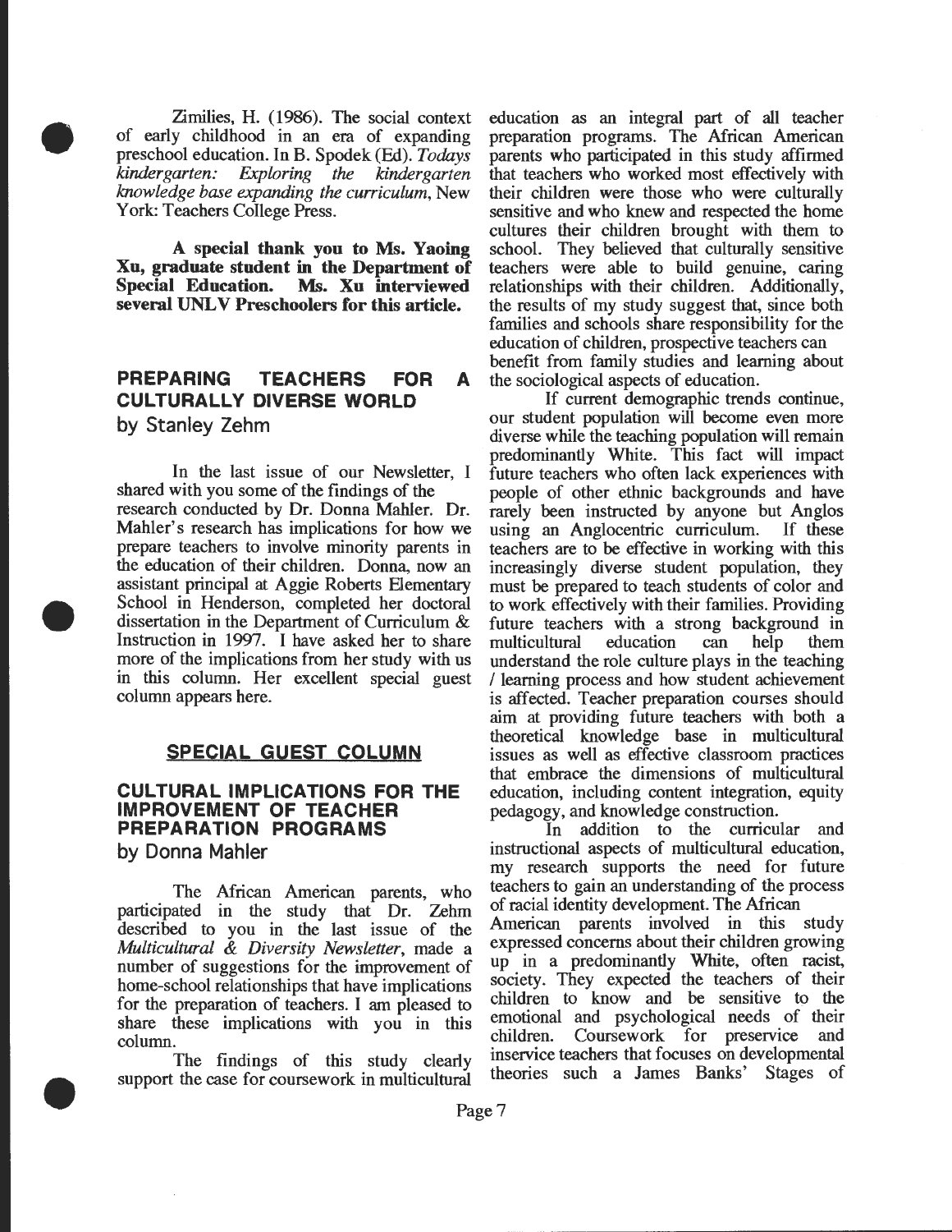Zimilies, H. (1986). The social context of early childhood in an era of expanding preschool education. In B. Spodek (Ed). *Todays kindergarten: Exploring the kindergarten knowledge base expanding the curriculum*, New York: Teachers College Press.

**A special thank you to Ms. Yaoing Xu, graduate student in the Department of Special Education. Ms. Xu interviewed several UNLV Preschoolers for this article.**

## PREPARING TEACHERS FOR A CULTURALLY DIVERSE WORLD

by Stanley Zehm

In the last issue of our Newsletter, I shared with you some of the findings of the research conducted by Dr. Donna Mahler. Dr. Mahler's research has implications for how we prepare teachers to involve minority parents in the education of their children. Donna, now an assistant principal at Aggie Roberts Elementary School in Henderson, completed her doctoral dissertation in the Department of Curriculum & Instruction in 1997. I have asked her to share more of the implications from her study with us in this column. Her excellent special guest column appears here.

## SPECIAL GUEST COLUMN

### CULTURAL IMPLICATIONS FOR THE IMPROVEMENT OF TEACHER PREPARATION PROGRAMS

by Donna Mahler

The African American parents, who participated in the study that Dr. Zehm described to you in the last issue of the *Multicultural & Diversity Newsletter*, made a number of suggestions for the improvement of home-school relationships that have implications for the preparation of teachers. I am pleased to share these implications with you in this column.

The findings of this study clearly support the case for coursework in multicultural education as an integral part of all teacher preparation programs. The African American parents who participated in this study affirmed that teachers who worked most effectively with their children were those who were culturally sensitive and who knew and respected the home cultures their children brought with them to school. They believed that culturally sensitive teachers were able to build genuine, caring relationships with their children. Additionally, the results of my study suggest that, since both families and schools share responsibility for the education of children, prospective teachers can benefit from family studies and learning about the sociological aspects of education.

If current demographic trends continue, our student population will become even more diverse while the teaching population will remain predominantly White. This fact will impact future teachers who often lack experiences with people of other ethnic backgrounds and have rarely been instructed by anyone but Anglos using an Anglocentric curriculum. If these teachers are to be effective in working with this increasingly diverse student population, they must be prepared to teach students of color and to work effectively with their families. Providing future teachers with a strong background in multicultural education can help them understand the role culture plays in the teaching / learning process and how student achievement is affected. Teacher preparation courses should aim at providing future teachers with both a theoretical knowledge base in multicultural issues as well as effective classroom practices that embrace the dimensions of multicultural education, including content integration, equity pedagogy, and knowledge construction.

In addition to the curricular and instructional aspects of multicultural education, my research supports the need for future teachers to gain an understanding of the process of racial identity development. The African American parents involved in this study expressed concerns about their children growing up in a predominantly White, often racist, society. They expected the teachers of their children to know and be sensitive to the emotional and psychological needs of their children. Coursework for preservice and inservice teachers that focuses on developmental theories such a James Banks' Stages of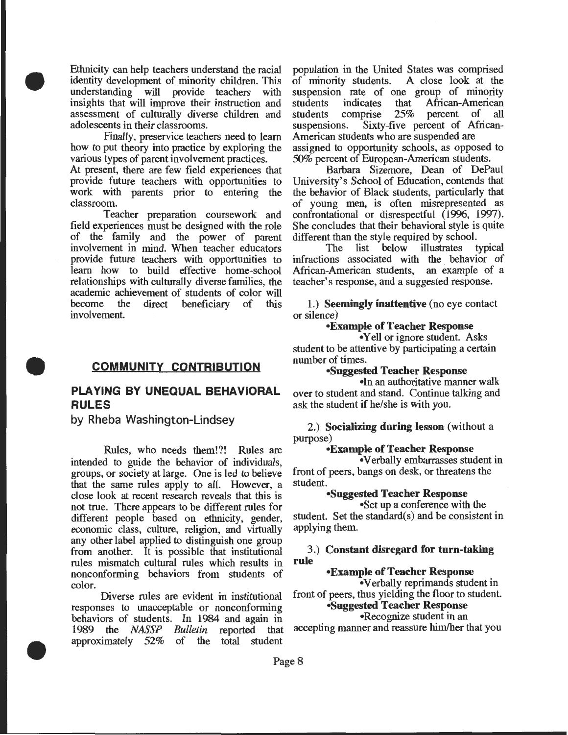Ethnicity can help teachers understand the racial identity development of minority children. This understanding will provide teachers with insights that will improve their instruction and assessment of culturally diverse children and adolescents in their classrooms.

Finally, preservice teachers need to learn how to put theory into practice by exploring the various types of parent involvement practices. At present, there are few field experiences that provide future teachers with opportunities to work with parents prior to entering the classroom.

Teacher preparation coursework and field experiences must be designed with the role of the family and the power of parent involvement in mind. When teacher educators provide future teachers with opportunities to learn how to build effective home-school relationships with culturally diverse families, the academic achievement of students of color will become the direct beneficiary of this involvement.

## COMMUNITY CONTRIBUTION

## PLAYING BY UNEQUAL BEHAVIORAL RULES

by Rheba Washington-Lindsey

Rules, who needs them!?! Rules are intended to guide the behavior of individuals, groups, or society at large. One is led to believe that the same rules apply to all. However, a close look at recent research reveals that this is not true. There appears to be different rules for different people based on ethnicity, gender, economic class, culture, religion, and virtually any other label applied to distinguish one group from another. It is possible that institutional rules mismatch cultural rules which results in nonconforming behaviors from students of color.

Diverse rules are evident in institutional responses to unacceptable or nonconforming behaviors of students. In 1984 and again in 1989 the *NASSP Bulletin* reported that approximately 52% of the total student population in the United States was comprised of minority students. A close look at the suspension rate of one group of minority students indicates that African-American students comprise 25% percent of all suspensions. Sixty-five percent of African-American students who are suspended are assigned to opportunity schools, as opposed to 50% percent of European-American students.

Barbara Sizemore, Dean of DePaul University's School of Education, contends that the behavior of Black students, particularly that of young men, is often misrepresented as confrontational or disrespectful (1996, 1997). She concludes that their behavioral style is quite different than the style required by school.

The list below illustrates typical infractions associated with the behavior of African-American students, an example of a teacher's response, and a suggested response.

1.) **Seemingly inattentive** (no eye contact or silence)

- **Example of Teacher Response**
  - Yell or ignore student. Asks student to be attentive by participating a certain number of times.
- **Suggested Teacher Response**
  - In an authoritative manner walk over to student and stand. Continue talking and ask the student if he/she is with you.

2.) **Socializing during lesson** (without a purpose)

- **Example of Teacher Response**
  - Verbally embarrasses student in front of peers, bangs on desk, or threatens the student.
- **Suggested Teacher Response**
  - Set up a conference with the student. Set the standard(s) and be consistent in applying them.

3.) **Constant disregard for turn-taking rule**

- **Example of Teacher Response**
  - Verbally reprimands student in front of peers, thus yielding the floor to student.
- **Suggested Teacher Response**
  - Recognize student in an accepting manner and reassure him/her that you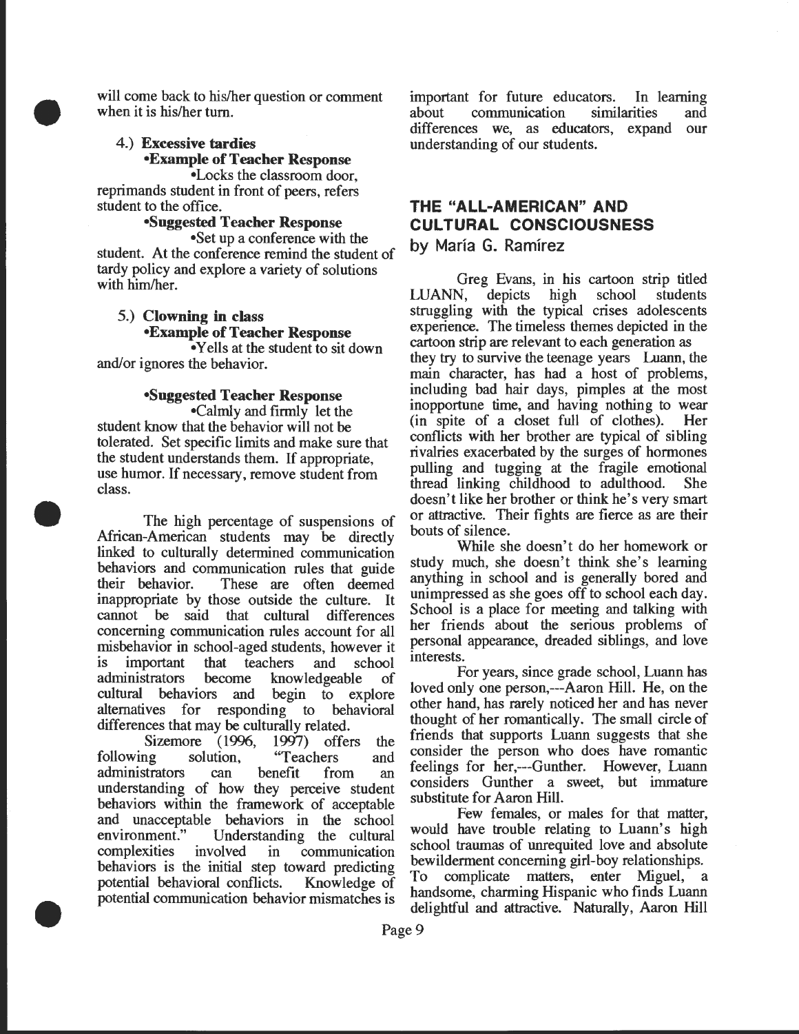will come back to his/her question or comment when it is his/her turn.

4.) **Excessive tardies**

**•Example of Teacher Response**

•Locks the classroom door, reprimands student in front of peers, refers student to the office.

**•Suggested Teacher Response**

•Set up a conference with the student. At the conference remind the student of tardy policy and explore a variety of solutions with him/her.

5.) **Clowning in class**

**•Example of Teacher Response**

•Yells at the student to sit down and/or ignores the behavior.

**•Suggested Teacher Response**

•Calmly and firmly let the student know that the behavior will not be tolerated. Set specific limits and make sure that the student understands them. If appropriate, use humor. If necessary, remove student from class.

The high percentage of suspensions of African-American students may be directly linked to culturally determined communication behaviors and communication rules that guide their behavior. These are often deemed inappropriate by those outside the culture. It cannot be said that cultural differences concerning communication rules account for all misbehavior in school-aged students, however it is important that teachers and school administrators become knowledgeable of cultural behaviors and begin to explore alternatives for responding to behavioral differences that may be culturally related.

Sizemore (1996, 1997) offers the following solution, "Teachers and administrators can benefit from an understanding of how they perceive student behaviors within the framework of acceptable and unacceptable behaviors in the school environment." Understanding the cultural complexities involved in communication behaviors is the initial step toward predicting potential behavioral conflicts. Knowledge of potential communication behavior mismatches is important for future educators. In learning about communication similarities and differences we, as educators, expand our understanding of our students.

## THE "ALL-AMERICAN" AND CULTURAL CONSCIOUSNESS

by María G. Ramírez

Greg Evans, in his cartoon strip titled LUANN, depicts high school students struggling with the typical crises adolescents experience. The timeless themes depicted in the cartoon strip are relevant to each generation as they try to survive the teenage years Luann, the main character, has had a host of problems, including bad hair days, pimples at the most inopportune time, and having nothing to wear (in spite of a closet full of clothes). Her conflicts with her brother are typical of sibling rivalries exacerbated by the surges of hormones pulling and tugging at the fragile emotional thread linking childhood to adulthood. She doesn't like her brother or think he's very smart or attractive. Their fights are fierce as are their bouts of silence.

While she doesn't do her homework or study much, she doesn't think she's learning anything in school and is generally bored and unimpressed as she goes off to school each day. School is a place for meeting and talking with her friends about the serious problems of personal appearance, dreaded siblings, and love interests.

For years, since grade school, Luann has loved only one person,---Aaron Hill. He, on the other hand, has rarely noticed her and has never thought of her romantically. The small circle of friends that supports Luann suggests that she consider the person who does have romantic feelings for her,---Gunther. However, Luann considers Gunther a sweet, but immature substitute for Aaron Hill.

Few females, or males for that matter, would have trouble relating to Luann's high school traumas of unrequited love and absolute bewilderment concerning girl-boy relationships. To complicate matters, enter Miguel, a handsome, charming Hispanic who finds Luann delightful and attractive. Naturally, Aaron Hill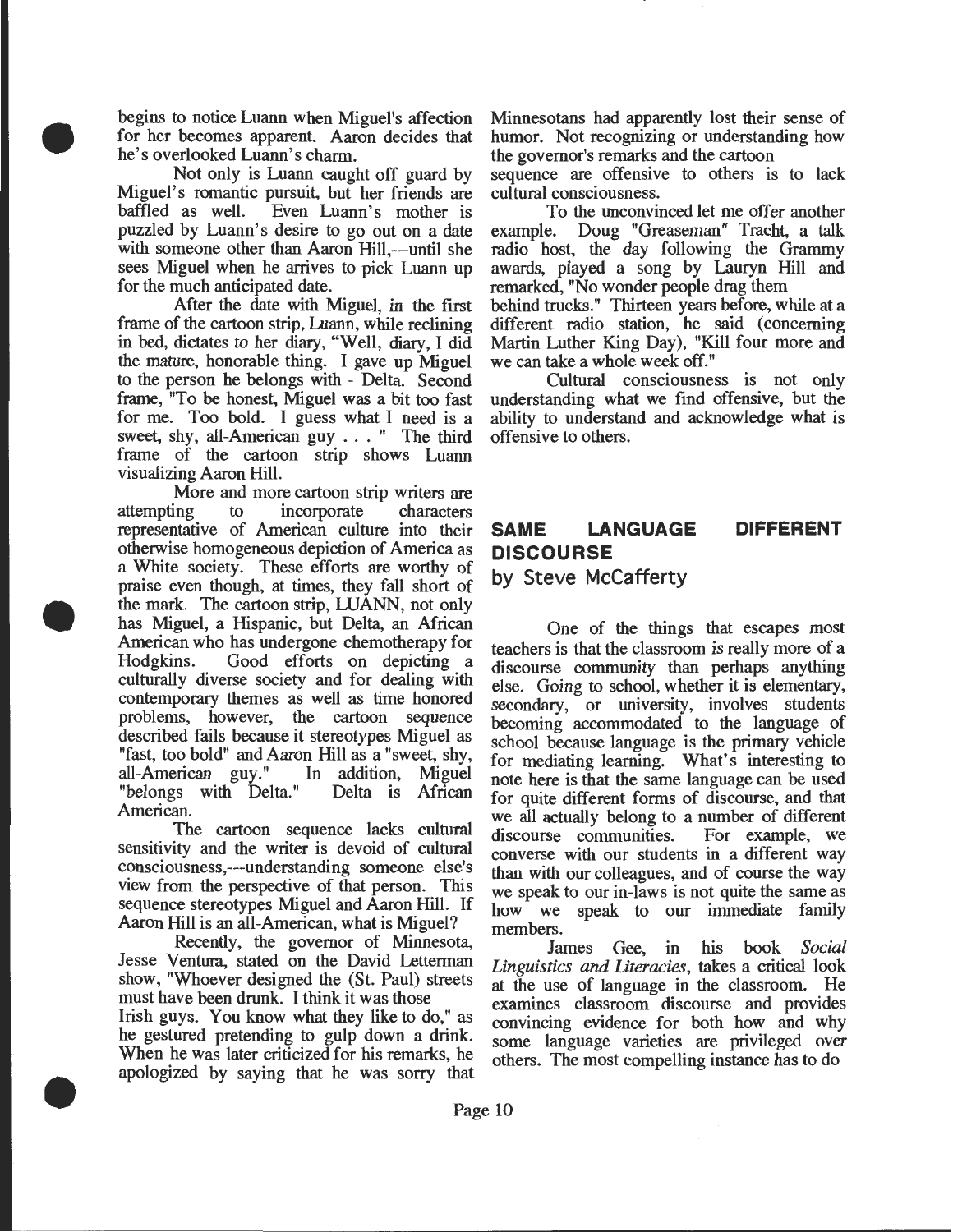begins to notice Luann when Miguel's affection for her becomes apparent. Aaron decides that he's overlooked Luann's charm.

Not only is Luann caught off guard by Miguel's romantic pursuit, but her friends are baffled as well. Even Luann's mother is puzzled by Luann's desire to go out on a date with someone other than Aaron Hill,---until she sees Miguel when he arrives to pick Luann up for the much anticipated date.

After the date with Miguel, in the first frame of the cartoon strip, Luann, while reclining in bed, dictates to her diary, "Well, diary, I did the mature, honorable thing. I gave up Miguel to the person he belongs with - Delta. Second frame, "To be honest, Miguel was a bit too fast for me. Too bold. I guess what I need is a sweet, shy, all-American guy . . . " The third frame of the cartoon strip shows Luann visualizing Aaron Hill.

More and more cartoon strip writers are attempting to incorporate characters representative of American culture into their otherwise homogeneous depiction of America as a White society. These efforts are worthy of praise even though, at times, they fall short of the mark. The cartoon strip, LUANN, not only has Miguel, a Hispanic, but Delta, an African American who has undergone chemotherapy for Hodgkins. Good efforts on depicting a culturally diverse society and for dealing with contemporary themes as well as time honored problems, however, the cartoon sequence described fails because it stereotypes Miguel as "fast, too bold" and Aaron Hill as a "sweet, shy, all-American guy." In addition, Miguel "belongs with Delta." Delta is African American.

The cartoon sequence lacks cultural sensitivity and the writer is devoid of cultural consciousness,---understanding someone else's view from the perspective of that person. This sequence stereotypes Miguel and Aaron Hill. If Aaron Hill is an all-American, what is Miguel?

Recently, the governor of Minnesota, Jesse Ventura, stated on the David Letterman show, "Whoever designed the (St. Paul) streets must have been drunk. I think it was those Irish guys. You know what they like to do," as he gestured pretending to gulp down a drink. When he was later criticized for his remarks, he apologized by saying that he was sorry that Minnesotans had apparently lost their sense of humor. Not recognizing or understanding how the governor's remarks and the cartoon sequence are offensive to others is to lack cultural consciousness.

To the unconvinced let me offer another example. Doug "Greaseman" Tracht, a talk radio host, the day following the Grammy awards, played a song by Lauryn Hill and remarked, "No wonder people drag them behind trucks." Thirteen years before, while at a different radio station, he said (concerning Martin Luther King Day), "Kill four more and we can take a whole week off."

Cultural consciousness is not only understanding what we find offensive, but the ability to understand and acknowledge what is offensive to others.

## SAME LANGUAGE DIFFERENT DISCOURSE

by Steve McCafferty

One of the things that escapes most teachers is that the classroom is really more of a discourse community than perhaps anything else. Going to school, whether it is elementary, secondary, or university, involves students becoming accommodated to the language of school because language is the primary vehicle for mediating learning. What's interesting to note here is that the same language can be used for quite different forms of discourse, and that we all actually belong to a number of different discourse communities. For example, we converse with our students in a different way than with our colleagues, and of course the way we speak to our in-laws is not quite the same as how we speak to our immediate family members.

James Gee, in his book *Social Linguistics and Literacies*, takes a critical look at the use of language in the classroom. He examines classroom discourse and provides convincing evidence for both how and why some language varieties are privileged over others. The most compelling instance has to do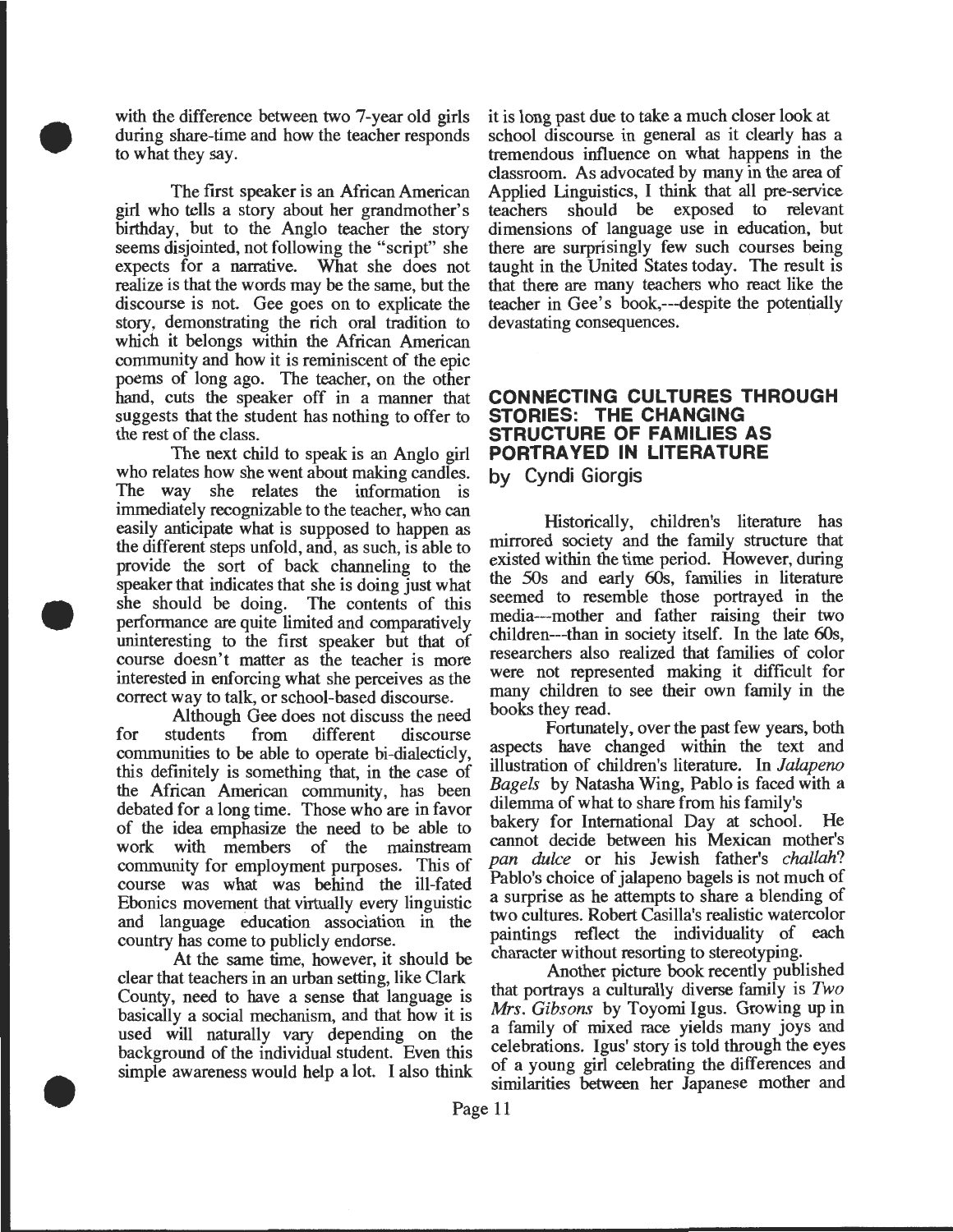with the difference between two 7-year old girls during share-time and how the teacher responds to what they say.

The first speaker is an African American girl who tells a story about her grandmother's birthday, but to the Anglo teacher the story seems disjointed, not following the "script" she expects for a narrative. What she does not realize is that the words may be the same, but the discourse is not. Gee goes on to explicate the story, demonstrating the rich oral tradition to which it belongs within the African American community and how it is reminiscent of the epic poems of long ago. The teacher, on the other hand, cuts the speaker off in a manner that suggests that the student has nothing to offer to the rest of the class.

The next child to speak is an Anglo girl who relates how she went about making candles. The way she relates the information is immediately recognizable to the teacher, who can easily anticipate what is supposed to happen as the different steps unfold, and, as such, is able to provide the sort of back channeling to the speaker that indicates that she is doing just what she should be doing. The contents of this performance are quite limited and comparatively uninteresting to the first speaker but that of course doesn't matter as the teacher is more interested in enforcing what she perceives as the correct way to talk, or school-based discourse.

Although Gee does not discuss the need for students from different discourse communities to be able to operate bi-dialecticly, this definitely is something that, in the case of the African American community, has been debated for a long time. Those who are in favor of the idea emphasize the need to be able to work with members of the mainstream community for employment purposes. This of course was what was behind the ill-fated Ebonics movement that virtually every linguistic and language education association in the country has come to publicly endorse.

At the same time, however, it should be clear that teachers in an urban setting, like Clark County, need to have a sense that language is basically a social mechanism, and that how it is used will naturally vary depending on the background of the individual student. Even this simple awareness would help a lot. I also think it is long past due to take a much closer look at school discourse in general as it clearly has a tremendous influence on what happens in the classroom. As advocated by many in the area of Applied Linguistics, I think that all pre-service teachers should be exposed to relevant dimensions of language use in education, but there are surprisingly few such courses being taught in the United States today. The result is that there are many teachers who react like the teacher in Gee's book,---despite the potentially devastating consequences.

## CONNECTING CULTURES THROUGH STORIES: THE CHANGING STRUCTURE OF FAMILIES AS PORTRAYED IN LITERATURE

by Cyndi Giorgis

Historically, children's literature has mirrored society and the family structure that existed within the time period. However, during the 50s and early 60s, families in literature seemed to resemble those portrayed in the media---mother and father raising their two children---than in society itself. In the late 60s, researchers also realized that families of color were not represented making it difficult for many children to see their own family in the books they read.

Fortunately, over the past few years, both aspects have changed within the text and illustration of children's literature. In *Jalapeno Bagels* by Natasha Wing, Pablo is faced with a dilemma of what to share from his family's bakery for International Day at school. He cannot decide between his Mexican mother's *pan dulce* or his Jewish father's *challah*? Pablo's choice of jalapeno bagels is not much of a surprise as he attempts to share a blending of two cultures. Robert Casilla's realistic watercolor paintings reflect the individuality of each character without resorting to stereotyping.

Another picture book recently published that portrays a culturally diverse family is *Two Mrs. Gibsons* by Toyomi Igus. Growing up in a family of mixed race yields many joys and celebrations. Igus' story is told through the eyes of a young girl celebrating the differences and similarities between her Japanese mother and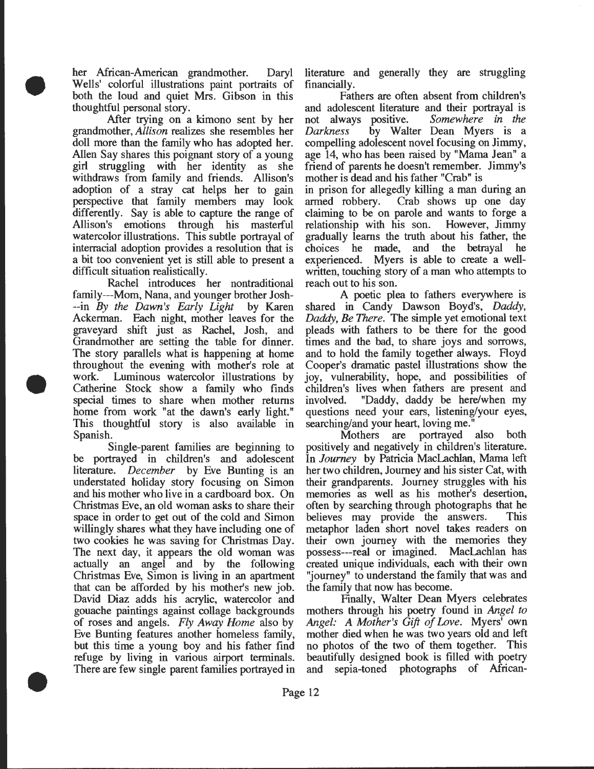her African-American grandmother. Daryl Wells' colorful illustrations paint portraits of both the loud and quiet Mrs. Gibson in this thoughtful personal story.

After trying on a kimono sent by her grandmother, *Allison* realizes she resembles her doll more than the family who has adopted her. Allen Say shares this poignant story of a young girl struggling with her identity as she withdraws from family and friends. Allison's adoption of a stray cat helps her to gain perspective that family members may look differently. Say is able to capture the range of Allison's emotions through his masterful watercolor illustrations. This subtle portrayal of interracial adoption provides a resolution that is a bit too convenient yet is still able to present a difficult situation realistically.

Rachel introduces her nontraditional family---Mom, Nana, and younger brother Josh---in *By the Dawn's Early Light* by Karen Ackerman. Each night, mother leaves for the graveyard shift just as Rachel, Josh, and Grandmother are setting the table for dinner. The story parallels what is happening at home throughout the evening with mother's role at work. Luminous watercolor illustrations by Catherine Stock show a family who finds special times to share when mother returns home from work "at the dawn's early light." This thoughtful story is also available in Spanish.

Single-parent families are beginning to be portrayed in children's and adolescent literature. *December* by Eve Bunting is an understated holiday story focusing on Simon and his mother who live in a cardboard box. On Christmas Eve, an old woman asks to share their space in order to get out of the cold and Simon willingly shares what they have including one of two cookies he was saving for Christmas Day. The next day, it appears the old woman was actually an angel and by the following Christmas Eve, Simon is living in an apartment that can be afforded by his mother's new job. David Diaz adds his acrylic, watercolor and gouache paintings against collage backgrounds of roses and angels. *Fly Away Home* also by Eve Bunting features another homeless family, but this time a young boy and his father find refuge by living in various airport terminals. There are few single parent families portrayed in literature and generally they are struggling financially.

Fathers are often absent from children's and adolescent literature and their portrayal is not always positive. *Somewhere in the Darkness* by Walter Dean Myers is a compelling adolescent novel focusing on Jimmy, age 14, who has been raised by "Mama Jean" a friend of parents he doesn't remember. Jimmy's mother is dead and his father "Crab" is in prison for allegedly killing a man during an armed robbery. Crab shows up one day claiming to be on parole and wants to forge a relationship with his son. However, Jimmy gradually learns the truth about his father, the choices he made, and the betrayal he experienced. Myers is able to create a well-written, touching story of a man who attempts to reach out to his son.

A poetic plea to fathers everywhere is shared in Candy Dawson Boyd's, *Daddy, Daddy, Be There.* The simple yet emotional text pleads with fathers to be there for the good times and the bad, to share joys and sorrows, and to hold the family together always. Floyd Cooper's dramatic pastel illustrations show the joy, vulnerability, hope, and possibilities of children's lives when fathers are present and involved. "Daddy, daddy be here/when my questions need your ears, listening/your eyes, searching/and your heart, loving me."

Mothers are portrayed also both positively and negatively in children's literature. In *Journey* by Patricia MacLachlan, Mama left her two children, Journey and his sister Cat, with their grandparents. Journey struggles with his memories as well as his mother's desertion, often by searching through photographs that he believes may provide the answers. This metaphor laden short novel takes readers on their own journey with the memories they possess---real or imagined. MacLachlan has created unique individuals, each with their own "journey" to understand the family that was and the family that now has become.

Finally, Walter Dean Myers celebrates mothers through his poetry found in *Angel to Angel: A Mother's Gift of Love*. Myers' own mother died when he was two years old and left no photos of the two of them together. This beautifully designed book is filled with poetry and sepia-toned photographs of African-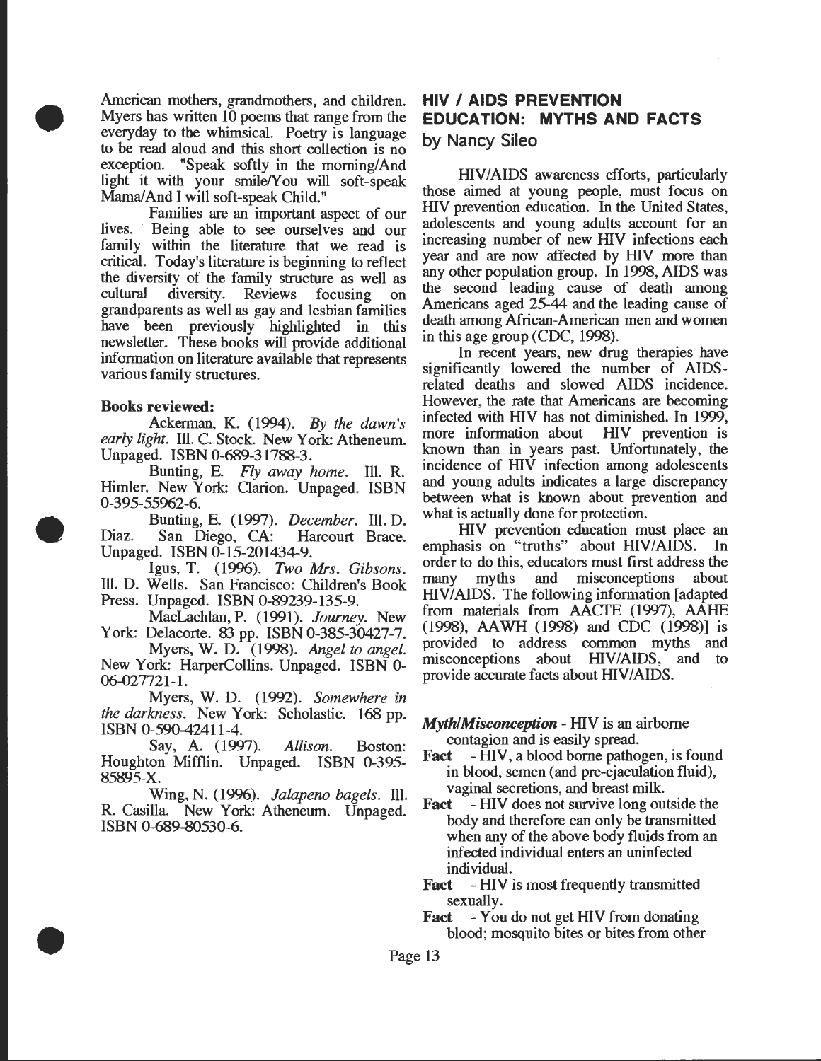American mothers, grandmothers, and children. Myers has written 10 poems that range from the everyday to the whimsical. Poetry is language to be read aloud and this short collection is no exception. "Speak softly in the morning/And light it with your smile/You will soft-speak Mama/And I will soft-speak Child."

Families are an important aspect of our lives. Being able to see ourselves and our family within the literature that we read is critical. Today's literature is beginning to reflect the diversity of the family structure as well as cultural diversity. Reviews focusing on grandparents as well as gay and lesbian families have been previously highlighted in this newsletter. These books will provide additional information on literature available that represents various family structures.

**Books reviewed:**

Ackerman, K. (1994). *By the dawn's early light*. Ill. C. Stock. New York: Atheneum. Unpaged. ISBN 0-689-31788-3.

Bunting, E. *Fly away home*. Ill. R. Himler. New York: Clarion. Unpaged. ISBN 0-395-55962-6.

Bunting, E. (1997). *December*. Ill. D. Diaz. San Diego, CA: Harcourt Brace. Unpaged. ISBN 0-15-201434-9.

Igus, T. (1996). *Two Mrs. Gibsons*. Ill. D. Wells. San Francisco: Children's Book Press. Unpaged. ISBN 0-89239-135-9.

MacLachlan, P. (1991). *Journey*. New York: Delacorte. 83 pp. ISBN 0-385-30427-7.

Myers, W. D. (1998). *Angel to angel*. New York: HarperCollins. Unpaged. ISBN 0-06-027721-1.

Myers, W. D. (1992). *Somewhere in the darkness*. New York: Scholastic. 168 pp. ISBN 0-590-42411-4.

Say, A. (1997). *Allison*. Boston: Houghton Mifflin. Unpaged. ISBN 0-395-85895-X.

Wing, N. (1996). *Jalapeno bagels*. Ill. R. Casilla. New York: Atheneum. Unpaged. ISBN 0-689-80530-6.

## HIV / AIDS PREVENTION EDUCATION: MYTHS AND FACTS

### by Nancy Sileo

HIV/AIDS awareness efforts, particularly those aimed at young people, must focus on HIV prevention education. In the United States, adolescents and young adults account for an increasing number of new HIV infections each year and are now affected by HIV more than any other population group. In 1998, AIDS was the second leading cause of death among Americans aged 25-44 and the leading cause of death among African-American men and women in this age group (CDC, 1998).

In recent years, new drug therapies have significantly lowered the number of AIDS-related deaths and slowed AIDS incidence. However, the rate that Americans are becoming infected with HIV has not diminished. In 1999, more information about HIV prevention is known than in years past. Unfortunately, the incidence of HIV infection among adolescents and young adults indicates a large discrepancy between what is known about prevention and what is actually done for protection.

HIV prevention education must place an emphasis on "truths" about HIV/AIDS. In order to do this, educators must first address the many myths and misconceptions about HIV/AIDS. The following information [adapted from materials from AACTE (1997), AAHE (1998), AAWH (1998) and CDC (1998)] is provided to address common myths and misconceptions about HIV/AIDS, and to provide accurate facts about HIV/AIDS.

***Myth/Misconception*** - HIV is an airborne contagion and is easily spread.

**Fact** - HIV, a blood borne pathogen, is found in blood, semen (and pre-ejaculation fluid), vaginal secretions, and breast milk.

**Fact** - HIV does not survive long outside the body and therefore can only be transmitted when any of the above body fluids from an infected individual enters an uninfected individual.

**Fact** - HIV is most frequently transmitted sexually.

**Fact** - You do not get HIV from donating blood; mosquito bites or bites from other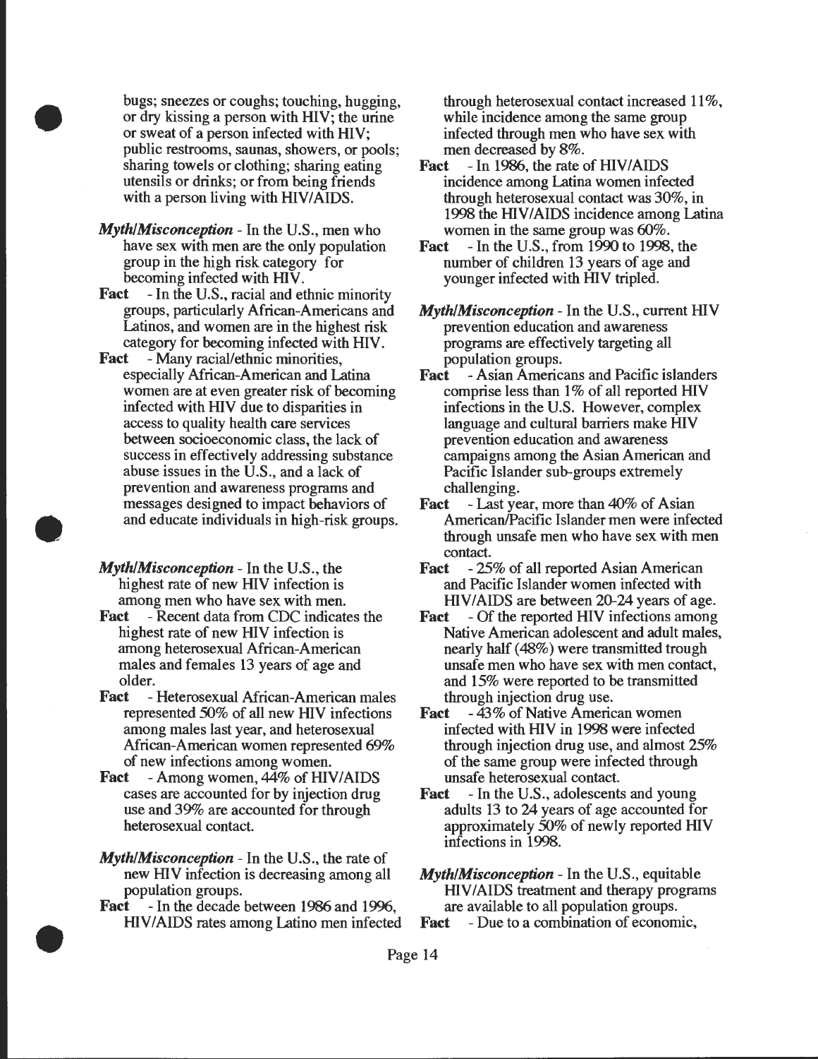bugs; sneezes or coughs; touching, hugging, or dry kissing a person with HIV; the urine or sweat of a person infected with HIV; public restrooms, saunas, showers, or pools; sharing towels or clothing; sharing eating utensils or drinks; or from being friends with a person living with HIV/AIDS.

***Myth/Misconception*** - In the U.S., men who have sex with men are the only population group in the high risk category for becoming infected with HIV.

**Fact** - In the U.S., racial and ethnic minority groups, particularly African-Americans and Latinos, and women are in the highest risk category for becoming infected with HIV.

**Fact** - Many racial/ethnic minorities, especially African-American and Latina women are at even greater risk of becoming infected with HIV due to disparities in access to quality health care services between socioeconomic class, the lack of success in effectively addressing substance abuse issues in the U.S., and a lack of prevention and awareness programs and messages designed to impact behaviors of and educate individuals in high-risk groups.

***Myth/Misconception*** - In the U.S., the highest rate of new HIV infection is among men who have sex with men.

**Fact** - Recent data from CDC indicates the highest rate of new HIV infection is among heterosexual African-American males and females 13 years of age and older.

**Fact** - Heterosexual African-American males represented 50% of all new HIV infections among males last year, and heterosexual African-American women represented 69% of new infections among women.

**Fact** - Among women, 44% of HIV/AIDS cases are accounted for by injection drug use and 39% are accounted for through heterosexual contact.

***Myth/Misconception*** - In the U.S., the rate of new HIV infection is decreasing among all population groups.

**Fact** - In the decade between 1986 and 1996, HIV/AIDS rates among Latino men infected through heterosexual contact increased 11%, while incidence among the same group infected through men who have sex with men decreased by 8%.

**Fact** - In 1986, the rate of HIV/AIDS incidence among Latina women infected through heterosexual contact was 30%, in 1998 the HIV/AIDS incidence among Latina women in the same group was 60%.

**Fact** - In the U.S., from 1990 to 1998, the number of children 13 years of age and younger infected with HIV tripled.

***Myth/Misconception*** - In the U.S., current HIV prevention education and awareness programs are effectively targeting all population groups.

**Fact** - Asian Americans and Pacific islanders comprise less than 1% of all reported HIV infections in the U.S. However, complex language and cultural barriers make HIV prevention education and awareness campaigns among the Asian American and Pacific Islander sub-groups extremely challenging.

**Fact** - Last year, more than 40% of Asian American/Pacific Islander men were infected through unsafe men who have sex with men contact.

**Fact** - 25% of all reported Asian American and Pacific Islander women infected with HIV/AIDS are between 20-24 years of age.

**Fact** - Of the reported HIV infections among Native American adolescent and adult males, nearly half (48%) were transmitted trough unsafe men who have sex with men contact, and 15% were reported to be transmitted through injection drug use.

**Fact** - 43% of Native American women infected with HIV in 1998 were infected through injection drug use, and almost 25% of the same group were infected through unsafe heterosexual contact.

**Fact** - In the U.S., adolescents and young adults 13 to 24 years of age accounted for approximately 50% of newly reported HIV infections in 1998.

***Myth/Misconception*** - In the U.S., equitable HIV/AIDS treatment and therapy programs are available to all population groups.

**Fact** - Due to a combination of economic,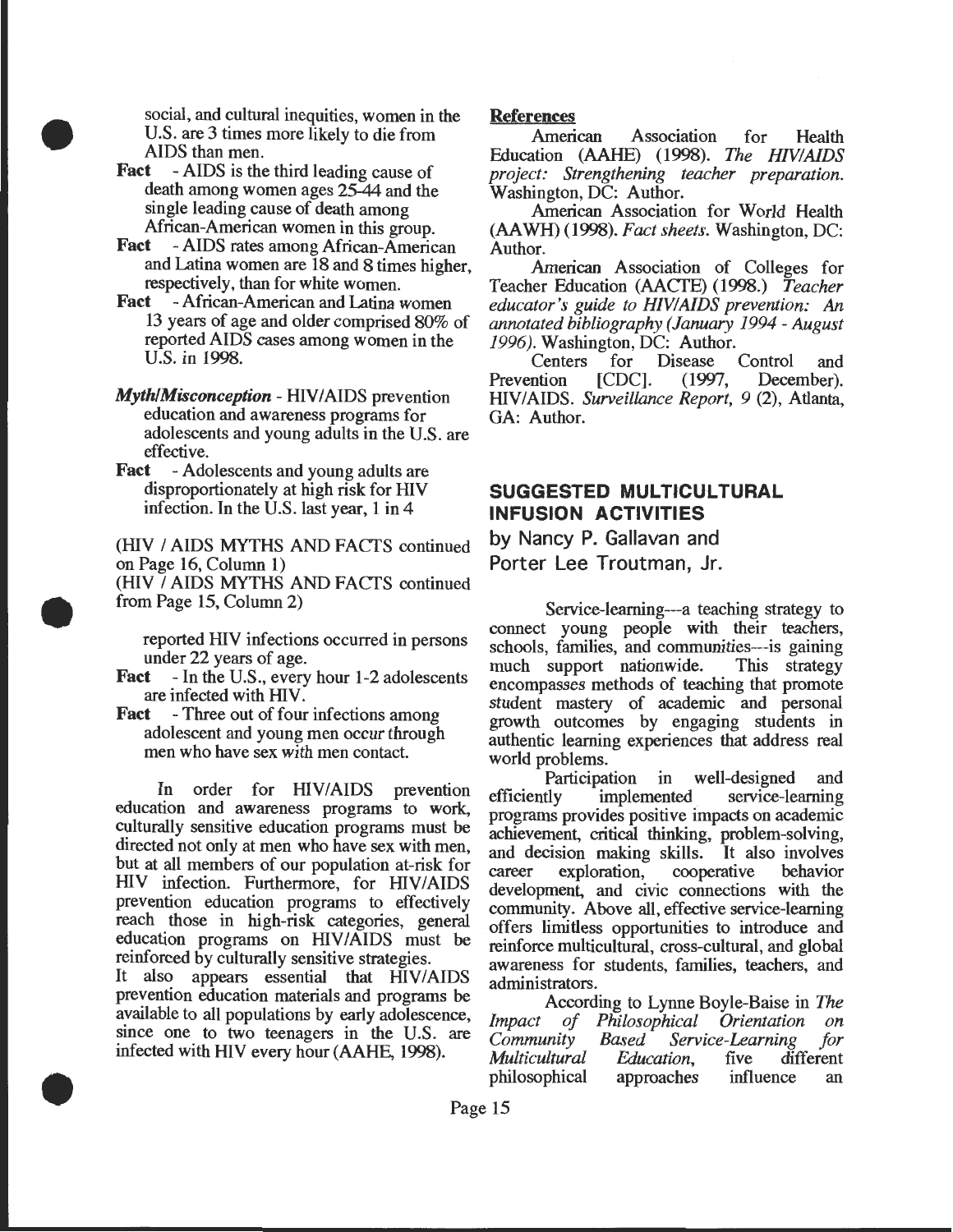social, and cultural inequities, women in the U.S. are 3 times more likely to die from AIDS than men.

**Fact** - AIDS is the third leading cause of death among women ages 25-44 and the single leading cause of death among African-American women in this group.

**Fact** - AIDS rates among African-American and Latina women are 18 and 8 times higher, respectively, than for white women.

**Fact** - African-American and Latina women 13 years of age and older comprised 80% of reported AIDS cases among women in the U.S. in 1998.

***Myth/Misconception*** - HIV/AIDS prevention education and awareness programs for adolescents and young adults in the U.S. are effective.

**Fact** - Adolescents and young adults are disproportionately at high risk for HIV infection. In the U.S. last year, 1 in 4

(HIV / AIDS MYTHS AND FACTS continued on Page 16, Column 1)

(HIV / AIDS MYTHS AND FACTS continued from Page 15, Column 2)

reported HIV infections occurred in persons under 22 years of age.

**Fact** - In the U.S., every hour 1-2 adolescents are infected with HIV.

**Fact** - Three out of four infections among adolescent and young men occur through men who have sex with men contact.

In order for HIV/AIDS prevention education and awareness programs to work, culturally sensitive education programs must be directed not only at men who have sex with men, but at all members of our population at-risk for HIV infection. Furthermore, for HIV/AIDS prevention education programs to effectively reach those in high-risk categories, general education programs on HIV/AIDS must be reinforced by culturally sensitive strategies.

It also appears essential that HIV/AIDS prevention education materials and programs be available to all populations by early adolescence, since one to two teenagers in the U.S. are infected with HIV every hour (AAHE, 1998).

**References**

American Association for Health Education (AAHE) (1998). *The HIV/AIDS project: Strengthening teacher preparation.* Washington, DC: Author.

American Association for World Health (AAWH) (1998). *Fact sheets.* Washington, DC: Author.

American Association of Colleges for Teacher Education (AACTE) (1998.) *Teacher educator's guide to HIV/AIDS prevention: An annotated bibliography (January 1994 - August 1996).* Washington, DC: Author.

Centers for Disease Control and Prevention [CDC]. (1997, December). HIV/AIDS. *Surveillance Report, 9* (2), Atlanta, GA: Author.

## SUGGESTED MULTICULTURAL INFUSION ACTIVITIES

### by Nancy P. Gallavan and Porter Lee Troutman, Jr.

Service-learning---a teaching strategy to connect young people with their teachers, schools, families, and communities---is gaining much support nationwide. This strategy encompasses methods of teaching that promote student mastery of academic and personal growth outcomes by engaging students in authentic learning experiences that address real world problems.

Participation in well-designed and efficiently implemented service-learning programs provides positive impacts on academic achievement, critical thinking, problem-solving, and decision making skills. It also involves career exploration, cooperative behavior development, and civic connections with the community. Above all, effective service-learning offers limitless opportunities to introduce and reinforce multicultural, cross-cultural, and global awareness for students, families, teachers, and administrators.

According to Lynne Boyle-Baise in *The Impact of Philosophical Orientation on Community Based Service-Learning for Multicultural Education,* five different philosophical approaches influence an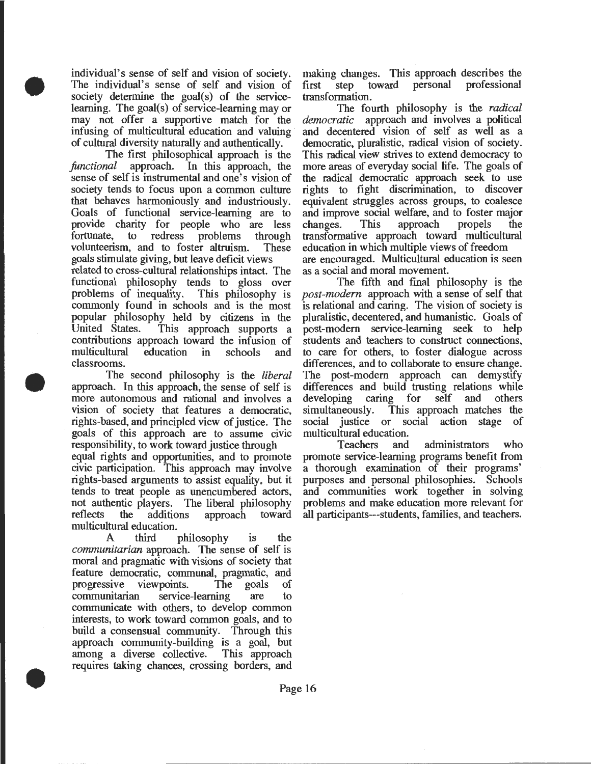individual's sense of self and vision of society. The individual's sense of self and vision of society determine the goal(s) of the service-learning. The goal(s) of service-learning may or may not offer a supportive match for the infusing of multicultural education and valuing of cultural diversity naturally and authentically.

The first philosophical approach is the *functional* approach. In this approach, the sense of self is instrumental and one's vision of society tends to focus upon a common culture that behaves harmoniously and industriously. Goals of functional service-learning are to provide charity for people who are less fortunate, to redress problems through volunteerism, and to foster altruism. These goals stimulate giving, but leave deficit views related to cross-cultural relationships intact. The functional philosophy tends to gloss over problems of inequality. This philosophy is commonly found in schools and is the most popular philosophy held by citizens in the United States. This approach supports a contributions approach toward the infusion of multicultural education in schools and classrooms.

The second philosophy is the *liberal* approach. In this approach, the sense of self is more autonomous and rational and involves a vision of society that features a democratic, rights-based, and principled view of justice. The goals of this approach are to assume civic responsibility, to work toward justice through equal rights and opportunities, and to promote civic participation. This approach may involve rights-based arguments to assist equality, but it tends to treat people as unencumbered actors, not authentic players. The liberal philosophy reflects the additions approach toward multicultural education.

A third philosophy is the *communitarian* approach. The sense of self is moral and pragmatic with visions of society that feature democratic, communal, pragmatic, and progressive viewpoints. The goals of communitarian service-learning are to communicate with others, to develop common interests, to work toward common goals, and to build a consensual community. Through this approach community-building is a goal, but among a diverse collective. This approach requires taking chances, crossing borders, and making changes. This approach describes the first step toward personal professional transformation.

The fourth philosophy is the *radical democratic* approach and involves a political and decentered vision of self as well as a democratic, pluralistic, radical vision of society. This radical view strives to extend democracy to more areas of everyday social life. The goals of the radical democratic approach seek to use rights to fight discrimination, to discover equivalent struggles across groups, to coalesce and improve social welfare, and to foster major changes. This approach propels the transformative approach toward multicultural education in which multiple views of freedom are encouraged. Multicultural education is seen as a social and moral movement.

The fifth and final philosophy is the *post-modern* approach with a sense of self that is relational and caring. The vision of society is pluralistic, decentered, and humanistic. Goals of post-modern service-learning seek to help students and teachers to construct connections, to care for others, to foster dialogue across differences, and to collaborate to ensure change. The post-modern approach can demystify differences and build trusting relations while developing caring for self and others simultaneously. This approach matches the social justice or social action stage of multicultural education.

Teachers and administrators who promote service-learning programs benefit from a thorough examination of their programs' purposes and personal philosophies. Schools and communities work together in solving problems and make education more relevant for all participants---students, families, and teachers.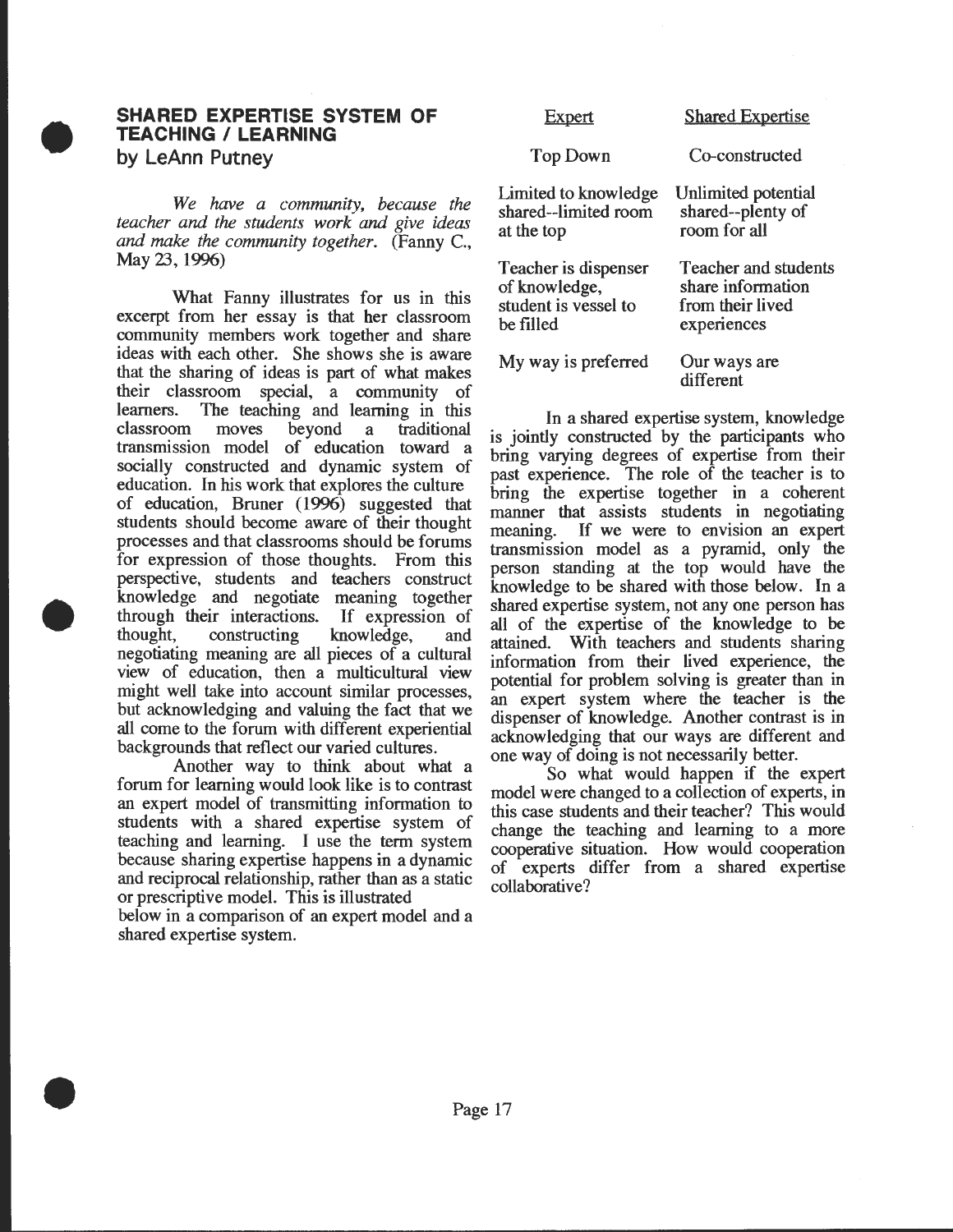## SHARED EXPERTISE SYSTEM OF TEACHING / LEARNING

by LeAnn Putney

*We have a community, because the teacher and the students work and give ideas and make the community together.* (Fanny C., May 23, 1996)

What Fanny illustrates for us in this excerpt from her essay is that her classroom community members work together and share ideas with each other. She shows she is aware that the sharing of ideas is part of what makes their classroom special, a community of learners. The teaching and learning in this classroom moves beyond a traditional transmission model of education toward a socially constructed and dynamic system of education. In his work that explores the culture of education, Bruner (1996) suggested that students should become aware of their thought processes and that classrooms should be forums for expression of those thoughts. From this perspective, students and teachers construct knowledge and negotiate meaning together through their interactions. If expression of thought, constructing knowledge, and negotiating meaning are all pieces of a cultural view of education, then a multicultural view might well take into account similar processes, but acknowledging and valuing the fact that we all come to the forum with different experiential backgrounds that reflect our varied cultures.

Another way to think about what a forum for learning would look like is to contrast an expert model of transmitting information to students with a shared expertise system of teaching and learning. I use the term system because sharing expertise happens in a dynamic and reciprocal relationship, rather than as a static or prescriptive model. This is illustrated below in a comparison of an expert model and a shared expertise system.

| Expert | Shared Expertise |
|---|---|
| Top Down | Co-constructed |
| Limited to knowledge shared--limited room at the top | Unlimited potential shared--plenty of room for all |
| Teacher is dispenser of knowledge, student is vessel to be filled | Teacher and students share information from their lived experiences |
| My way is preferred | Our ways are different |

In a shared expertise system, knowledge is jointly constructed by the participants who bring varying degrees of expertise from their past experience. The role of the teacher is to bring the expertise together in a coherent manner that assists students in negotiating meaning. If we were to envision an expert transmission model as a pyramid, only the person standing at the top would have the knowledge to be shared with those below. In a shared expertise system, not any one person has all of the expertise of the knowledge to be attained. With teachers and students sharing information from their lived experience, the potential for problem solving is greater than in an expert system where the teacher is the dispenser of knowledge. Another contrast is in acknowledging that our ways are different and one way of doing is not necessarily better.

So what would happen if the expert model were changed to a collection of experts, in this case students and their teacher? This would change the teaching and learning to a more cooperative situation. How would cooperation of experts differ from a shared expertise collaborative?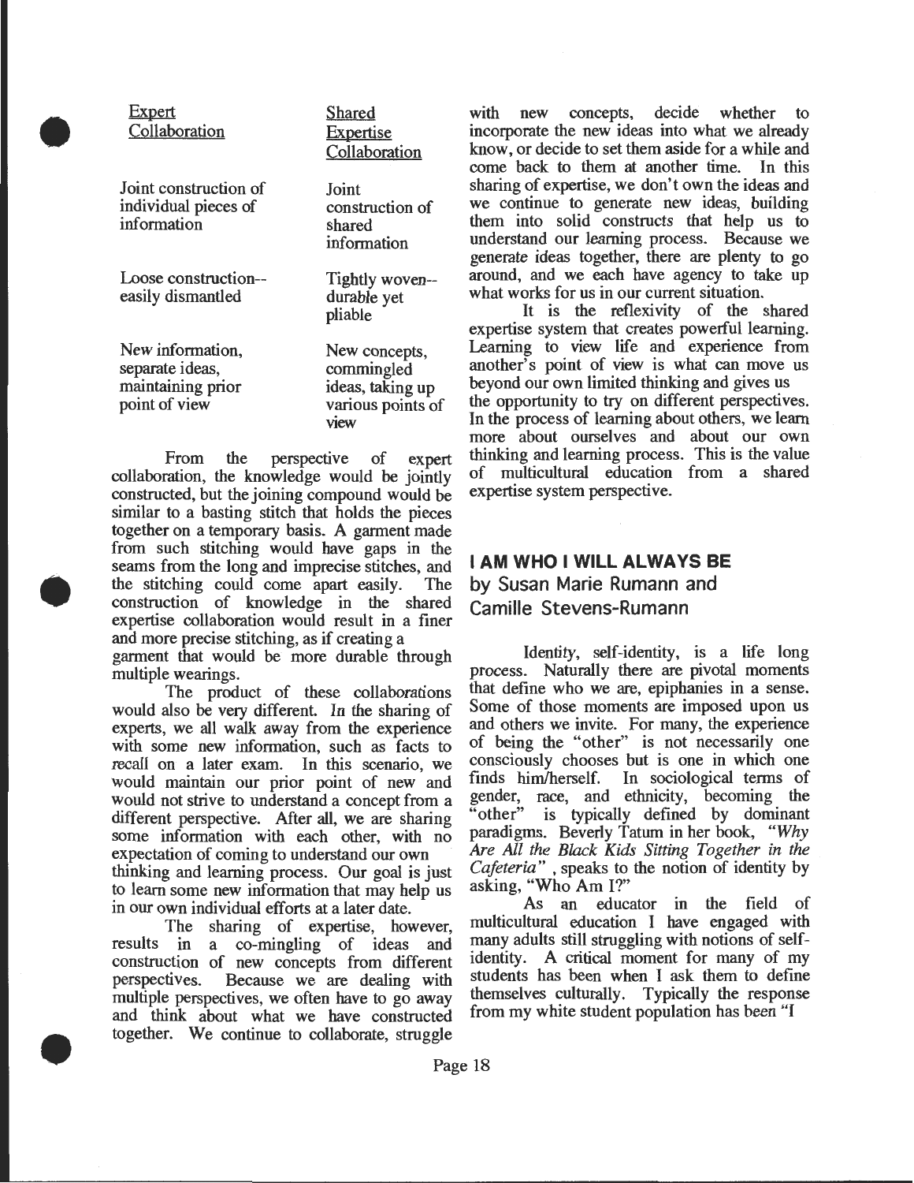| Expert Collaboration | Shared Expertise Collaboration |
|---|---|
| Joint construction of individual pieces of information | Joint construction of shared information |
| Loose construction--easily dismantled | Tightly woven--durable yet pliable |
| New information, separate ideas, maintaining prior point of view | New concepts, commingled ideas, taking up various points of view |

From the perspective of expert collaboration, the knowledge would be jointly constructed, but the joining compound would be similar to a basting stitch that holds the pieces together on a temporary basis. A garment made from such stitching would have gaps in the seams from the long and imprecise stitches, and the stitching could come apart easily. The construction of knowledge in the shared expertise collaboration would result in a finer and more precise stitching, as if creating a garment that would be more durable through multiple wearings.

The product of these collaborations would also be very different. In the sharing of experts, we all walk away from the experience with some new information, such as facts to recall on a later exam. In this scenario, we would maintain our prior point of new and would not strive to understand a concept from a different perspective. After all, we are sharing some information with each other, with no expectation of coming to understand our own thinking and learning process. Our goal is just to learn some new information that may help us in our own individual efforts at a later date.

The sharing of expertise, however, results in a co-mingling of ideas and construction of new concepts from different perspectives. Because we are dealing with multiple perspectives, we often have to go away and think about what we have constructed together. We continue to collaborate, struggle with new concepts, decide whether to incorporate the new ideas into what we already know, or decide to set them aside for a while and come back to them at another time. In this sharing of expertise, we don't own the ideas and we continue to generate new ideas, building them into solid constructs that help us to understand our learning process. Because we generate ideas together, there are plenty to go around, and we each have agency to take up what works for us in our current situation.

It is the reflexivity of the shared expertise system that creates powerful learning. Learning to view life and experience from another's point of view is what can move us beyond our own limited thinking and gives us the opportunity to try on different perspectives. In the process of learning about others, we learn more about ourselves and about our own thinking and learning process. This is the value of multicultural education from a shared expertise system perspective.

## I AM WHO I WILL ALWAYS BE

### by Susan Marie Rumann and Camille Stevens-Rumann

Identity, self-identity, is a life long process. Naturally there are pivotal moments that define who we are, epiphanies in a sense. Some of those moments are imposed upon us and others we invite. For many, the experience of being the "other" is not necessarily one consciously chooses but is one in which one finds him/herself. In sociological terms of gender, race, and ethnicity, becoming the "other" is typically defined by dominant paradigms. Beverly Tatum in her book, *"Why Are All the Black Kids Sitting Together in the Cafeteria"* , speaks to the notion of identity by asking, "Who Am I?"

As an educator in the field of multicultural education I have engaged with many adults still struggling with notions of self-identity. A critical moment for many of my students has been when I ask them to define themselves culturally. Typically the response from my white student population has been "I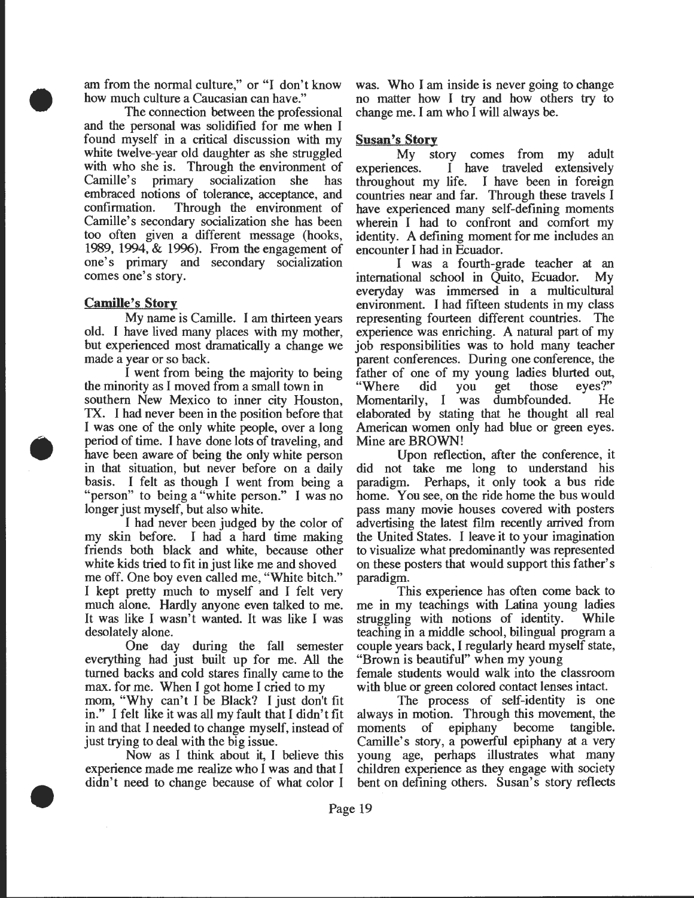am from the normal culture," or "I don't know how much culture a Caucasian can have."

The connection between the professional and the personal was solidified for me when I found myself in a critical discussion with my white twelve-year old daughter as she struggled with who she is. Through the environment of Camille's primary socialization she has embraced notions of tolerance, acceptance, and confirmation. Through the environment of Camille's secondary socialization she has been too often given a different message (hooks, 1989, 1994, & 1996). From the engagement of one's primary and secondary socialization comes one's story.

**Camille's Story**

My name is Camille. I am thirteen years old. I have lived many places with my mother, but experienced most dramatically a change we made a year or so back.

I went from being the majority to being the minority as I moved from a small town in southern New Mexico to inner city Houston, TX. I had never been in the position before that I was one of the only white people, over a long period of time. I have done lots of traveling, and have been aware of being the only white person in that situation, but never before on a daily basis. I felt as though I went from being a "person" to being a "white person." I was no longer just myself, but also white.

I had never been judged by the color of my skin before. I had a hard time making friends both black and white, because other white kids tried to fit in just like me and shoved me off. One boy even called me, "White bitch." I kept pretty much to myself and I felt very much alone. Hardly anyone even talked to me. It was like I wasn't wanted. It was like I was desolately alone.

One day during the fall semester everything had just built up for me. All the turned backs and cold stares finally came to the max. for me. When I got home I cried to my mom, "Why can't I be Black? I just don't fit in." I felt like it was all my fault that I didn't fit in and that I needed to change myself, instead of just trying to deal with the big issue.

Now as I think about it, I believe this experience made me realize who I was and that I didn't need to change because of what color I was. Who I am inside is never going to change no matter how I try and how others try to change me. I am who I will always be.

**Susan's Story**

My story comes from my adult experiences. I have traveled extensively throughout my life. I have been in foreign countries near and far. Through these travels I have experienced many self-defining moments wherein I had to confront and comfort my identity. A defining moment for me includes an encounter I had in Ecuador.

I was a fourth-grade teacher at an international school in Quito, Ecuador. My everyday was immersed in a multicultural environment. I had fifteen students in my class representing fourteen different countries. The experience was enriching. A natural part of my job responsibilities was to hold many teacher parent conferences. During one conference, the father of one of my young ladies blurted out, "Where did you get those eyes?" Momentarily, I was dumbfounded. He elaborated by stating that he thought all real American women only had blue or green eyes. Mine are BROWN!

Upon reflection, after the conference, it did not take me long to understand his paradigm. Perhaps, it only took a bus ride home. You see, on the ride home the bus would pass many movie houses covered with posters advertising the latest film recently arrived from the United States. I leave it to your imagination to visualize what predominantly was represented on these posters that would support this father's paradigm.

This experience has often come back to me in my teachings with Latina young ladies struggling with notions of identity. While teaching in a middle school, bilingual program a couple years back, I regularly heard myself state, "Brown is beautiful" when my young female students would walk into the classroom with blue or green colored contact lenses intact.

The process of self-identity is one always in motion. Through this movement, the moments of epiphany become tangible. Camille's story, a powerful epiphany at a very young age, perhaps illustrates what many children experience as they engage with society bent on defining others. Susan's story reflects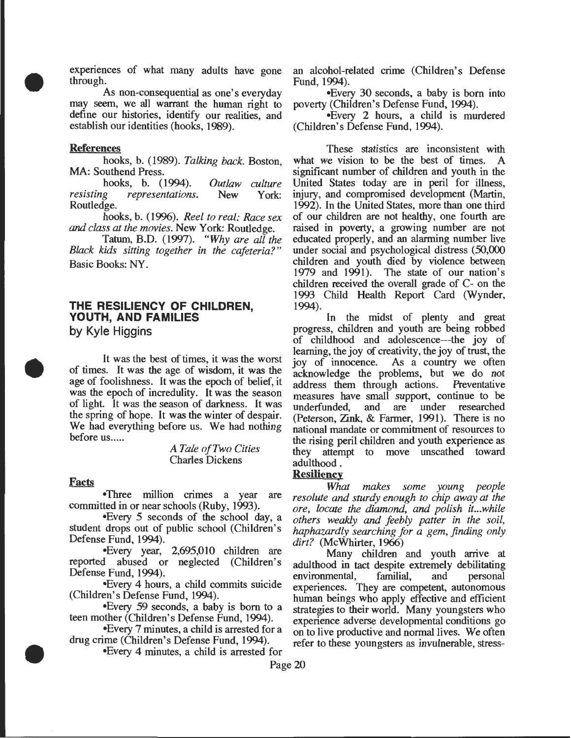experiences of what many adults have gone through.

As non-consequential as one's everyday may seem, we all warrant the human right to define our histories, identify our realities, and establish our identities (hooks, 1989).

**References**

hooks, b. (1989). *Talking back.* Boston, MA: Southend Press.

hooks, b. (1994). *Outlaw culture resisting representations.* New York: Routledge.

hooks, b. (1996). *Reel to real: Race sex and class at the movies.* New York: Routledge.

Tatum, B.D. (1997). *"Why are all the Black kids sitting together in the cafeteria?"* Basic Books: NY.

## THE RESILIENCY OF CHILDREN, YOUTH, AND FAMILIES

by Kyle Higgins

It was the best of times, it was the worst of times. It was the age of wisdom, it was the age of foolishness. It was the epoch of belief, it was the epoch of incredulity. It was the season of light. It was the season of darkness. It was the spring of hope. It was the winter of despair. We had everything before us. We had nothing before us.....

*A Tale of Two Cities*
Charles Dickens

**Facts**

•Three million crimes a year are committed in or near schools (Ruby, 1993).

•Every 5 seconds of the school day, a student drops out of public school (Children's Defense Fund, 1994).

•Every year, 2,695,010 children are reported abused or neglected (Children's Defense Fund, 1994).

•Every 4 hours, a child commits suicide (Children's Defense Fund, 1994).

•Every 59 seconds, a baby is born to a teen mother (Children's Defense Fund, 1994).

•Every 7 minutes, a child is arrested for a drug crime (Children's Defense Fund, 1994).

•Every 4 minutes, a child is arrested for an alcohol-related crime (Children's Defense Fund, 1994).

•Every 30 seconds, a baby is born into poverty (Children's Defense Fund, 1994).

•Every 2 hours, a child is murdered (Children's Defense Fund, 1994).

These statistics are inconsistent with what we vision to be the best of times. A significant number of children and youth in the United States today are in peril for illness, injury, and compromised development (Martin, 1992). In the United States, more than one third of our children are not healthy, one fourth are raised in poverty, a growing number are not educated properly, and an alarming number live under social and psychological distress (50,000 children and youth died by violence between 1979 and 1991). The state of our nation's children received the overall grade of C- on the 1993 Child Health Report Card (Wynder, 1994).

In the midst of plenty and great progress, children and youth are being robbed of childhood and adolescence---the joy of learning, the joy of creativity, the joy of trust, the joy of innocence. As a country we often acknowledge the problems, but we do not address them through actions. Preventative measures have small support, continue to be underfunded, and are under researched (Peterson, Zink, & Farmer, 1991). There is no national mandate or commitment of resources to the rising peril children and youth experience as they attempt to move unscathed toward adulthood .

**Resiliency**

*What makes some young people resolute and sturdy enough to chip away at the ore, locate the diamond, and polish it...while others weakly and feebly patter in the soil, haphazardly searching for a gem, finding only dirt?* (McWhirter, 1966)

Many children and youth arrive at adulthood in tact despite extremely debilitating environmental, familial, and personal experiences. They are competent, autonomous human beings who apply effective and efficient strategies to their world. Many youngsters who experience adverse developmental conditions go on to live productive and normal lives. We often refer to these youngsters as invulnerable, stress-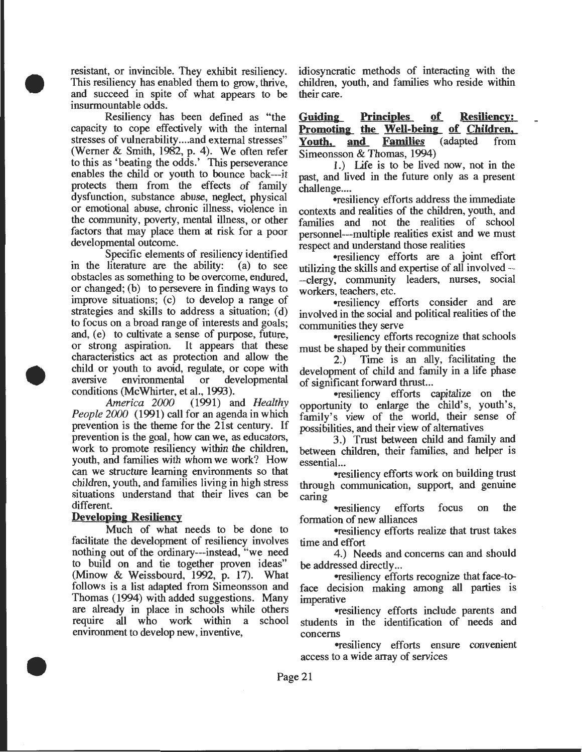resistant, or invincible. They exhibit resiliency. This resiliency has enabled them to grow, thrive, and succeed in spite of what appears to be insurmountable odds.

Resiliency has been defined as "the capacity to cope effectively with the internal stresses of vulnerability....and external stresses" (Werner & Smith, 1982, p. 4). We often refer to this as 'beating the odds.' This perseverance enables the child or youth to bounce back---it protects them from the effects of family dysfunction, substance abuse, neglect, physical or emotional abuse, chronic illness, violence in the community, poverty, mental illness, or other factors that may place them at risk for a poor developmental outcome.

Specific elements of resiliency identified in the literature are the ability: (a) to see obstacles as something to be overcome, endured, or changed; (b) to persevere in finding ways to improve situations; (c) to develop a range of strategies and skills to address a situation; (d) to focus on a broad range of interests and goals; and, (e) to cultivate a sense of purpose, future, or strong aspiration. It appears that these characteristics act as protection and allow the child or youth to avoid, regulate, or cope with aversive environmental or developmental conditions (McWhirter, et al., 1993).

*America 2000* (1991) and *Healthy People 2000* (1991) call for an agenda in which prevention is the theme for the 21st century. If prevention is the goal, how can we, as educators, work to promote resiliency within the children, youth, and families with whom we work? How can we structure learning environments so that children, youth, and families living in high stress situations understand that their lives can be different.

**Developing Resiliency**

Much of what needs to be done to facilitate the development of resiliency involves nothing out of the ordinary---instead, "we need to build on and tie together proven ideas" (Minow & Weissbourd, 1992, p. 17). What follows is a list adapted from Simeonsson and Thomas (1994) with added suggestions. Many are already in place in schools while others require all who work within a school environment to develop new, inventive, idiosyncratic methods of interacting with the children, youth, and families who reside within their care.

**Guiding Principles of Resiliency: Promoting the Well-being of Children, Youth, and Families** (adapted from Simeonsson & Thomas, 1994)

1.) Life is to be lived now, not in the past, and lived in the future only as a present challenge....

•resiliency efforts address the immediate contexts and realities of the children, youth, and families and not the realities of school personnel---multiple realities exist and we must respect and understand those realities

•resiliency efforts are a joint effort utilizing the skills and expertise of all involved ---clergy, community leaders, nurses, social workers, teachers, etc.

•resiliency efforts consider and are involved in the social and political realities of the communities they serve

•resiliency efforts recognize that schools must be shaped by their communities

2.) Time is an ally, facilitating the development of child and family in a life phase of significant forward thrust...

•resiliency efforts capitalize on the opportunity to enlarge the child's, youth's, family's view of the world, their sense of possibilities, and their view of alternatives

3.) Trust between child and family and between children, their families, and helper is essential...

•resiliency efforts work on building trust through communication, support, and genuine caring

•resiliency efforts focus on the formation of new alliances

•resiliency efforts realize that trust takes time and effort

4.) Needs and concerns can and should be addressed directly...

•resiliency efforts recognize that face-to-face decision making among all parties is imperative

•resiliency efforts include parents and students in the identification of needs and concerns

•resiliency efforts ensure convenient access to a wide array of services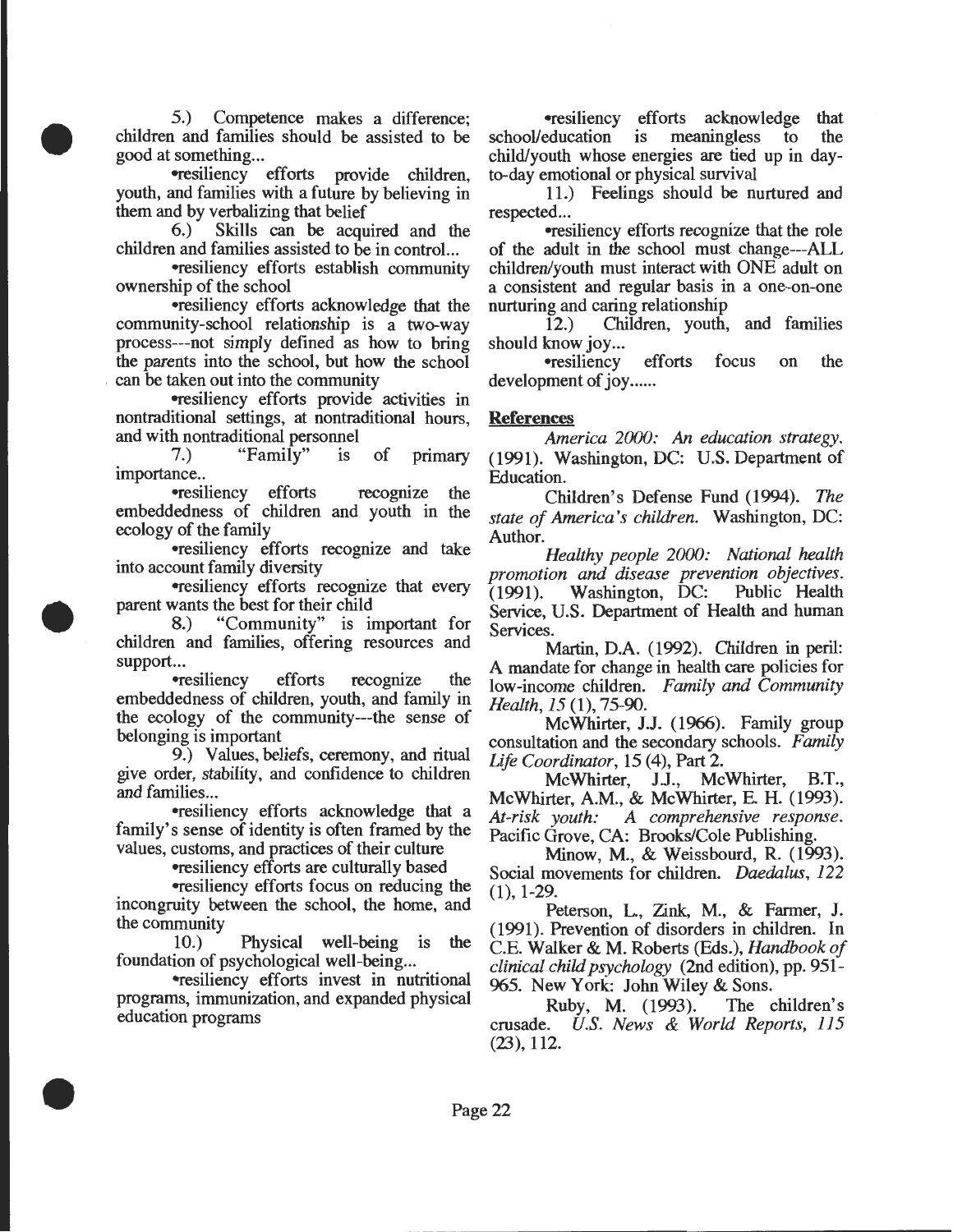5.) Competence makes a difference; children and families should be assisted to be good at something...

•resiliency efforts provide children, youth, and families with a future by believing in them and by verbalizing that belief

6.) Skills can be acquired and the children and families assisted to be in control...

•resiliency efforts establish community ownership of the school

•resiliency efforts acknowledge that the community-school relationship is a two-way process---not simply defined as how to bring the parents into the school, but how the school can be taken out into the community

•resiliency efforts provide activities in nontraditional settings, at nontraditional hours, and with nontraditional personnel

7.) "Family" is of primary importance..

•resiliency efforts recognize the embeddedness of children and youth in the ecology of the family

•resiliency efforts recognize and take into account family diversity

•resiliency efforts recognize that every parent wants the best for their child

8.) "Community" is important for children and families, offering resources and support...

•resiliency efforts recognize the embeddedness of children, youth, and family in the ecology of the community---the sense of belonging is important

9.) Values, beliefs, ceremony, and ritual give order, stability, and confidence to children and families...

•resiliency efforts acknowledge that a family's sense of identity is often framed by the values, customs, and practices of their culture

•resiliency efforts are culturally based

•resiliency efforts focus on reducing the incongruity between the school, the home, and the community

10.) Physical well-being is the foundation of psychological well-being...

•resiliency efforts invest in nutritional programs, immunization, and expanded physical education programs

•resiliency efforts acknowledge that school/education is meaningless to the child/youth whose energies are tied up in day-to-day emotional or physical survival

11.) Feelings should be nurtured and respected...

•resiliency efforts recognize that the role of the adult in the school must change---ALL children/youth must interact with ONE adult on a consistent and regular basis in a one-on-one nurturing and caring relationship

12.) Children, youth, and families should know joy...

•resiliency efforts focus on the development of joy......

## References

*America 2000: An education strategy.* (1991). Washington, DC: U.S. Department of Education.

Children's Defense Fund (1994). *The state of America's children.* Washington, DC: Author.

*Healthy people 2000: National health promotion and disease prevention objectives.* (1991). Washington, DC: Public Health Service, U.S. Department of Health and human Services.

Martin, D.A. (1992). Children in peril: A mandate for change in health care policies for low-income children. *Family and Community Health, 15* (1), 75-90.

McWhirter, J.J. (1966). Family group consultation and the secondary schools. *Family Life Coordinator*, 15 (4), Part 2.

McWhirter, J.J., McWhirter, B.T., McWhirter, A.M., & McWhirter, E. H. (1993). *At-risk youth: A comprehensive response.* Pacific Grove, CA: Brooks/Cole Publishing.

Minow, M., & Weissbourd, R. (1993). Social movements for children. *Daedalus, 122* (1), 1-29.

Peterson, L., Zink, M., & Farmer, J. (1991). Prevention of disorders in children. In C.E. Walker & M. Roberts (Eds.), *Handbook of clinical child psychology* (2nd edition), pp. 951-965. New York: John Wiley & Sons.

Ruby, M. (1993). The children's crusade. *U.S. News & World Reports, 115* (23), 112.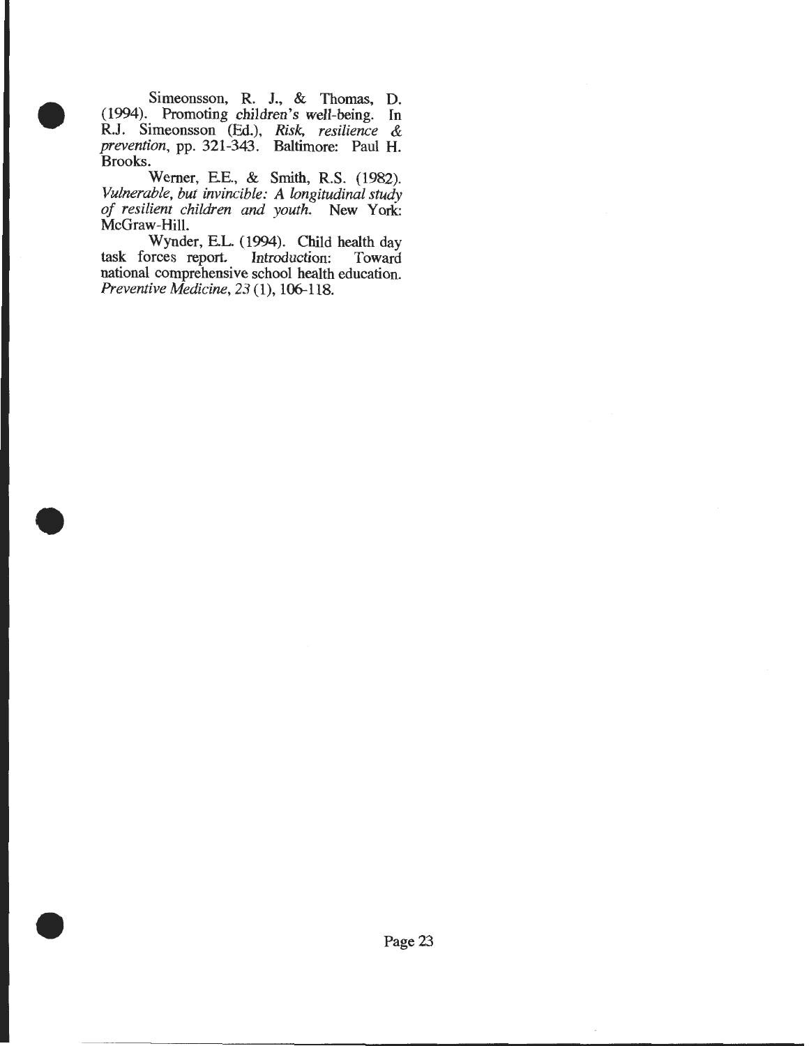Simeonsson, R. J., & Thomas, D. (1994). Promoting children's well-being. In R.J. Simeonsson (Ed.), *Risk, resilience & prevention*, pp. 321-343. Baltimore: Paul H. Brooks.

Werner, E.E., & Smith, R.S. (1982). *Vulnerable, but invincible: A longitudinal study of resilient children and youth.* New York: McGraw-Hill.

Wynder, E.L. (1994). Child health day task forces report. Introduction: Toward national comprehensive school health education. *Preventive Medicine, 23* (1), 106-118.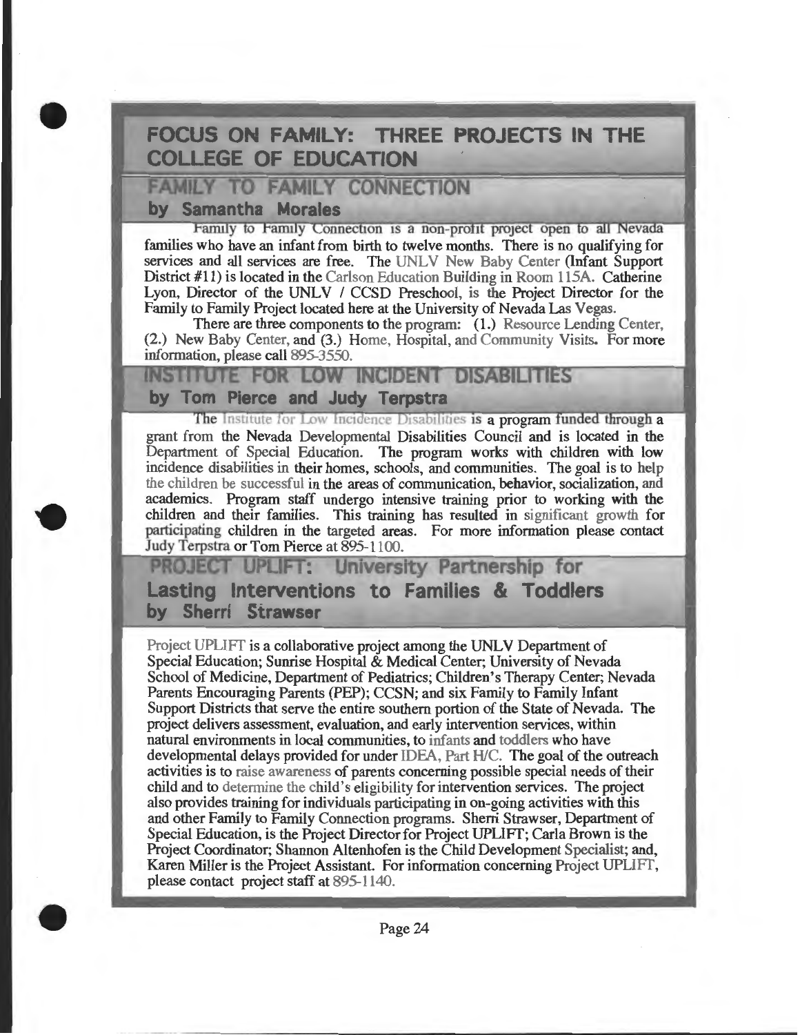# FOCUS ON FAMILY: THREE PROJECTS IN THE COLLEGE OF EDUCATION

## FAMILY TO FAMILY CONNECTION

**by Samantha Morales**

Family to Family Connection is a non-profit project open to all Nevada families who have an infant from birth to twelve months. There is no qualifying for services and all services are free. The UNLV New Baby Center (Infant Support District #11) is located in the Carlson Education Building in Room 115A. Catherine Lyon, Director of the UNLV / CCSD Preschool, is the Project Director for the Family to Family Project located here at the University of Nevada Las Vegas.

There are three components to the program: (1.) Resource Lending Center, (2.) New Baby Center, and (3.) Home, Hospital, and Community Visits. For more information, please call 895-3550.

## INSTITUTE FOR LOW INCIDENT DISABILITIES

**by Tom Pierce and Judy Terpstra**

The Institute for Low Incidence Disabilities is a program funded through a grant from the Nevada Developmental Disabilities Council and is located in the Department of Special Education. The program works with children with low incidence disabilities in their homes, schools, and communities. The goal is to help the children be successful in the areas of communication, behavior, socialization, and academics. Program staff undergo intensive training prior to working with the children and their families. This training has resulted in significant growth for participating children in the targeted areas. For more information please contact Judy Terpstra or Tom Pierce at 895-1100.

## PROJECT UPLIFT: University Partnership for Lasting Interventions to Families & Toddlers

**by Sherri Strawser**

Project UPLIFT is a collaborative project among the UNLV Department of Special Education; Sunrise Hospital & Medical Center; University of Nevada School of Medicine, Department of Pediatrics; Children's Therapy Center; Nevada Parents Encouraging Parents (PEP); CCSN; and six Family to Family Infant Support Districts that serve the entire southern portion of the State of Nevada. The project delivers assessment, evaluation, and early intervention services, within natural environments in local communities, to infants and toddlers who have developmental delays provided for under IDEA, Part H/C. The goal of the outreach activities is to raise awareness of parents concerning possible special needs of their child and to determine the child's eligibility for intervention services. The project also provides training for individuals participating in on-going activities with this and other Family to Family Connection programs. Sherri Strawser, Department of Special Education, is the Project Director for Project UPLIFT; Carla Brown is the Project Coordinator; Shannon Altenhofen is the Child Development Specialist; and, Karen Miller is the Project Assistant. For information concerning Project UPLIFT, please contact project staff at 895-1140.